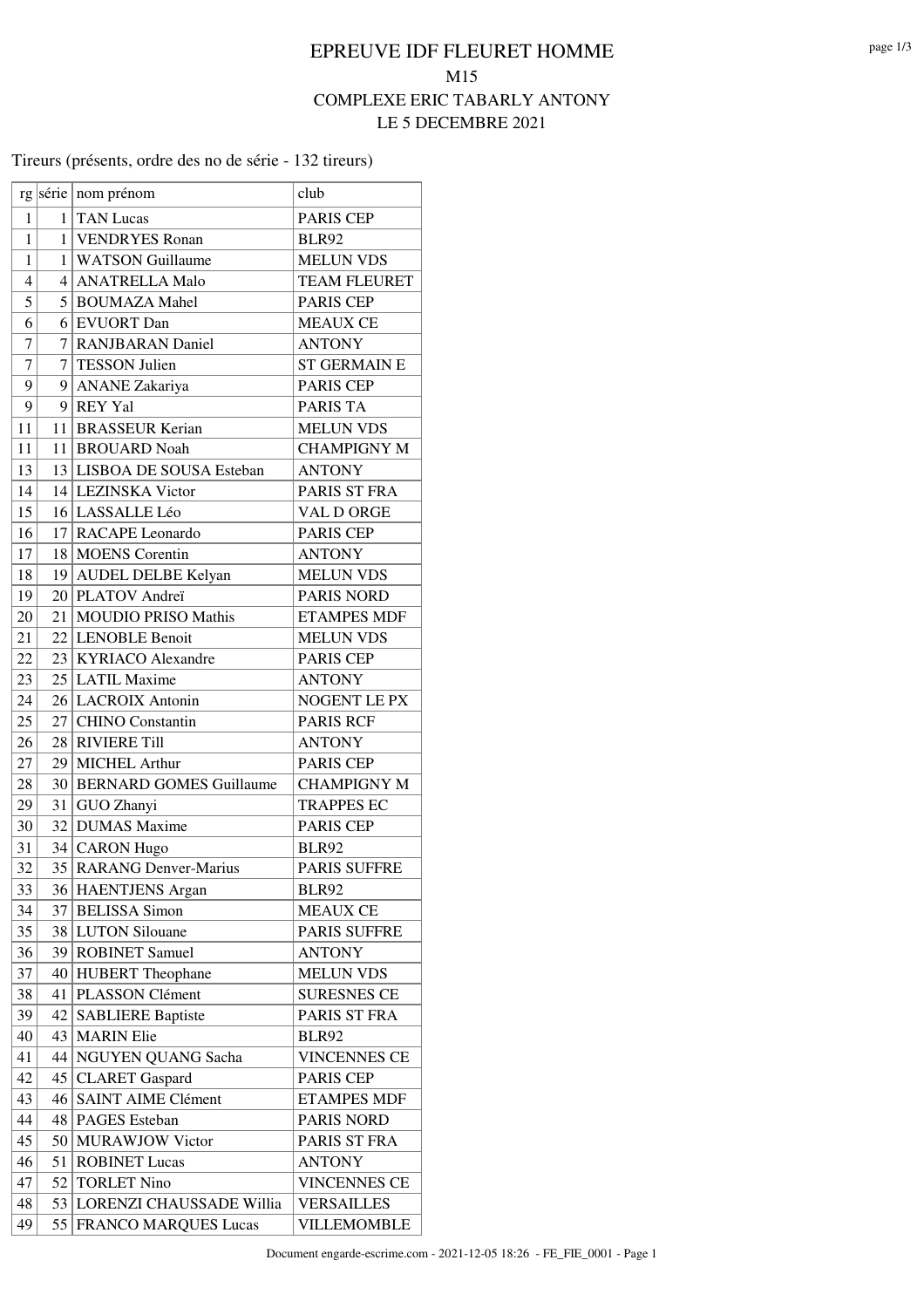# EPREUVE IDF FLEURET HOMME

## M15

## COMPLEXE ERIC TABARLY ANTONY

## LE 5 DECEMBRE 2021

Tireurs (présents, ordre des no de série - 132 tireurs)

| rg | série | nom prénom | club |
|---|---|---|---|
| 1 | 1 | TAN Lucas | PARIS CEP |
| 1 | 1 | VENDRYES Ronan | BLR92 |
| 1 | 1 | WATSON Guillaume | MELUN VDS |
| 4 | 4 | ANATRELLA Malo | TEAM FLEURET |
| 5 | 5 | BOUMAZA Mahel | PARIS CEP |
| 6 | 6 | EVUORT Dan | MEAUX CE |
| 7 | 7 | RANJBARAN Daniel | ANTONY |
| 7 | 7 | TESSON Julien | ST GERMAIN E |
| 9 | 9 | ANANE Zakariya | PARIS CEP |
| 9 | 9 | REY Yal | PARIS TA |
| 11 | 11 | BRASSEUR Kerian | MELUN VDS |
| 11 | 11 | BROUARD Noah | CHAMPIGNY M |
| 13 | 13 | LISBOA DE SOUSA Esteban | ANTONY |
| 14 | 14 | LEZINSKA Victor | PARIS ST FRA |
| 15 | 16 | LASSALLE Léo | VAL D ORGE |
| 16 | 17 | RACAPE Leonardo | PARIS CEP |
| 17 | 18 | MOENS Corentin | ANTONY |
| 18 | 19 | AUDEL DELBE Kelyan | MELUN VDS |
| 19 | 20 | PLATOV Andreï | PARIS NORD |
| 20 | 21 | MOUDIO PRISO Mathis | ETAMPES MDF |
| 21 | 22 | LENOBLE Benoit | MELUN VDS |
| 22 | 23 | KYRIACO Alexandre | PARIS CEP |
| 23 | 25 | LATIL Maxime | ANTONY |
| 24 | 26 | LACROIX Antonin | NOGENT LE PX |
| 25 | 27 | CHINO Constantin | PARIS RCF |
| 26 | 28 | RIVIERE Till | ANTONY |
| 27 | 29 | MICHEL Arthur | PARIS CEP |
| 28 | 30 | BERNARD GOMES Guillaume | CHAMPIGNY M |
| 29 | 31 | GUO Zhanyi | TRAPPES EC |
| 30 | 32 | DUMAS Maxime | PARIS CEP |
| 31 | 34 | CARON Hugo | BLR92 |
| 32 | 35 | RARANG Denver-Marius | PARIS SUFFRE |
| 33 | 36 | HAENTJENS Argan | BLR92 |
| 34 | 37 | BELISSA Simon | MEAUX CE |
| 35 | 38 | LUTON Silouane | PARIS SUFFRE |
| 36 | 39 | ROBINET Samuel | ANTONY |
| 37 | 40 | HUBERT Theophane | MELUN VDS |
| 38 | 41 | PLASSON Clément | SURESNES CE |
| 39 | 42 | SABLIERE Baptiste | PARIS ST FRA |
| 40 | 43 | MARIN Elie | BLR92 |
| 41 | 44 | NGUYEN QUANG Sacha | VINCENNES CE |
| 42 | 45 | CLARET Gaspard | PARIS CEP |
| 43 | 46 | SAINT AIME Clément | ETAMPES MDF |
| 44 | 48 | PAGES Esteban | PARIS NORD |
| 45 | 50 | MURAWJOW Victor | PARIS ST FRA |
| 46 | 51 | ROBINET Lucas | ANTONY |
| 47 | 52 | TORLET Nino | VINCENNES CE |
| 48 | 53 | LORENZI CHAUSSADE Willia | VERSAILLES |
| 49 | 55 | FRANCO MARQUES Lucas | VILLEMOMBLE |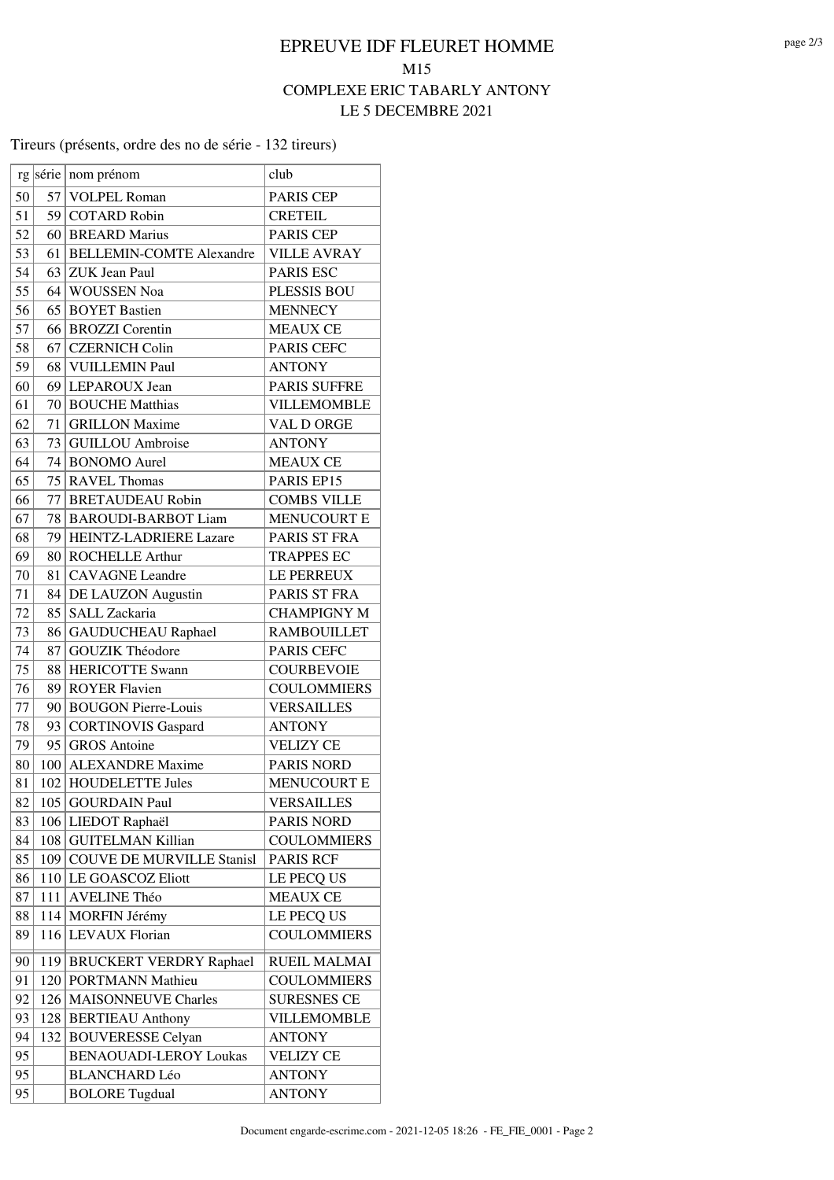# EPREUVE IDF FLEURET HOMME

M15

COMPLEXE ERIC TABARLY ANTONY

LE 5 DECEMBRE 2021

Tireurs (présents, ordre des no de série - 132 tireurs)

| rg | série | nom prénom | club |
|---|---|---|---|
| 50 | 57 | VOLPEL Roman | PARIS CEP |
| 51 | 59 | COTARD Robin | CRETEIL |
| 52 | 60 | BREARD Marius | PARIS CEP |
| 53 | 61 | BELLEMIN-COMTE Alexandre | VILLE AVRAY |
| 54 | 63 | ZUK Jean Paul | PARIS ESC |
| 55 | 64 | WOUSSEN Noa | PLESSIS BOU |
| 56 | 65 | BOYET Bastien | MENNECY |
| 57 | 66 | BROZZI Corentin | MEAUX CE |
| 58 | 67 | CZERNICH Colin | PARIS CEFC |
| 59 | 68 | VUILLEMIN Paul | ANTONY |
| 60 | 69 | LEPAROUX Jean | PARIS SUFFRE |
| 61 | 70 | BOUCHE Matthias | VILLEMOMBLE |
| 62 | 71 | GRILLON Maxime | VAL D ORGE |
| 63 | 73 | GUILLOU Ambroise | ANTONY |
| 64 | 74 | BONOMO Aurel | MEAUX CE |
| 65 | 75 | RAVEL Thomas | PARIS EP15 |
| 66 | 77 | BRETAUDEAU Robin | COMBS VILLE |
| 67 | 78 | BAROUDI-BARBOT Liam | MENUCOURT E |
| 68 | 79 | HEINTZ-LADRIERE Lazare | PARIS ST FRA |
| 69 | 80 | ROCHELLE Arthur | TRAPPES EC |
| 70 | 81 | CAVAGNE Leandre | LE PERREUX |
| 71 | 84 | DE LAUZON Augustin | PARIS ST FRA |
| 72 | 85 | SALL Zackaria | CHAMPIGNY M |
| 73 | 86 | GAUDUCHEAU Raphael | RAMBOUILLET |
| 74 | 87 | GOUZIK Théodore | PARIS CEFC |
| 75 | 88 | HERICOTTE Swann | COURBEVOIE |
| 76 | 89 | ROYER Flavien | COULOMMIERS |
| 77 | 90 | BOUGON Pierre-Louis | VERSAILLES |
| 78 | 93 | CORTINOVIS Gaspard | ANTONY |
| 79 | 95 | GROS Antoine | VELIZY CE |
| 80 | 100 | ALEXANDRE Maxime | PARIS NORD |
| 81 | 102 | HOUDELETTE Jules | MENUCOURT E |
| 82 | 105 | GOURDAIN Paul | VERSAILLES |
| 83 | 106 | LIEDOT Raphaël | PARIS NORD |
| 84 | 108 | GUITELMAN Killian | COULOMMIERS |
| 85 | 109 | COUVE DE MURVILLE Stanisl | PARIS RCF |
| 86 | 110 | LE GOASCOZ Eliott | LE PECQ US |
| 87 | 111 | AVELINE Théo | MEAUX CE |
| 88 | 114 | MORFIN Jérémy | LE PECQ US |
| 89 | 116 | LEVAUX Florian | COULOMMIERS |
| 90 | 119 | BRUCKERT VERDRY Raphael | RUEIL MALMAI |
| 91 | 120 | PORTMANN Mathieu | COULOMMIERS |
| 92 | 126 | MAISONNEUVE Charles | SURESNES CE |
| 93 | 128 | BERTIEAU Anthony | VILLEMOMBLE |
| 94 | 132 | BOUVERESSE Celyan | ANTONY |
| 95 | | BENAOUADI-LEROY Loukas | VELIZY CE |
| 95 | | BLANCHARD Léo | ANTONY |
| 95 | | BOLORE Tugdual | ANTONY |

Document engarde-escrime.com - 2021-12-05 18:26 - FE_FIE_0001 - Page 2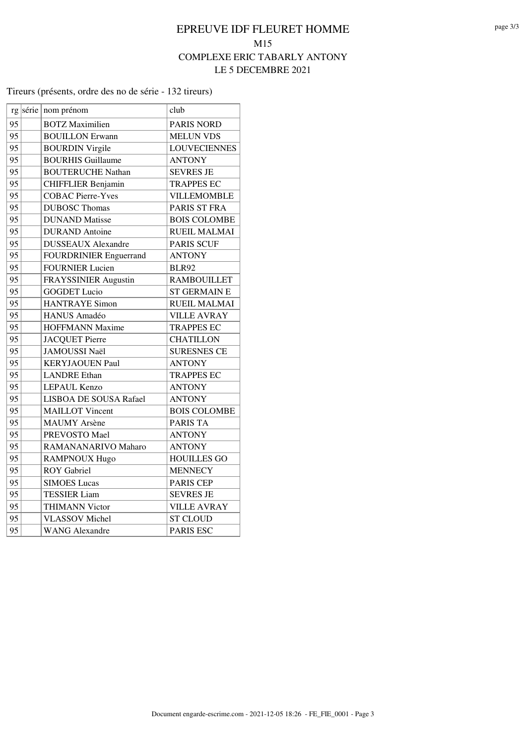# EPREUVE IDF FLEURET HOMME

M15

COMPLEXE ERIC TABARLY ANTONY

LE 5 DECEMBRE 2021

Tireurs (présents, ordre des no de série - 132 tireurs)

| rg | série | nom prénom | club |
|---|---|---|---|
| 95 | | BOTZ Maximilien | PARIS NORD |
| 95 | | BOUILLON Erwann | MELUN VDS |
| 95 | | BOURDIN Virgile | LOUVECIENNES |
| 95 | | BOURHIS Guillaume | ANTONY |
| 95 | | BOUTERUCHE Nathan | SEVRES JE |
| 95 | | CHIFFLIER Benjamin | TRAPPES EC |
| 95 | | COBAC Pierre-Yves | VILLEMOMBLE |
| 95 | | DUBOSC Thomas | PARIS ST FRA |
| 95 | | DUNAND Matisse | BOIS COLOMBE |
| 95 | | DURAND Antoine | RUEIL MALMAI |
| 95 | | DUSSEAUX Alexandre | PARIS SCUF |
| 95 | | FOURDRINIER Enguerrand | ANTONY |
| 95 | | FOURNIER Lucien | BLR92 |
| 95 | | FRAYSSINIER Augustin | RAMBOUILLET |
| 95 | | GOGDET Lucio | ST GERMAIN E |
| 95 | | HANTRAYE Simon | RUEIL MALMAI |
| 95 | | HANUS Amadéo | VILLE AVRAY |
| 95 | | HOFFMANN Maxime | TRAPPES EC |
| 95 | | JACQUET Pierre | CHATILLON |
| 95 | | JAMOUSSI Naël | SURESNES CE |
| 95 | | KERYJAOUEN Paul | ANTONY |
| 95 | | LANDRE Ethan | TRAPPES EC |
| 95 | | LEPAUL Kenzo | ANTONY |
| 95 | | LISBOA DE SOUSA Rafael | ANTONY |
| 95 | | MAILLOT Vincent | BOIS COLOMBE |
| 95 | | MAUMY Arsène | PARIS TA |
| 95 | | PREVOSTO Mael | ANTONY |
| 95 | | RAMANANARIVO Maharo | ANTONY |
| 95 | | RAMPNOUX Hugo | HOUILLES GO |
| 95 | | ROY Gabriel | MENNECY |
| 95 | | SIMOES Lucas | PARIS CEP |
| 95 | | TESSIER Liam | SEVRES JE |
| 95 | | THIMANN Victor | VILLE AVRAY |
| 95 | | VLASSOV Michel | ST CLOUD |
| 95 | | WANG Alexandre | PARIS ESC |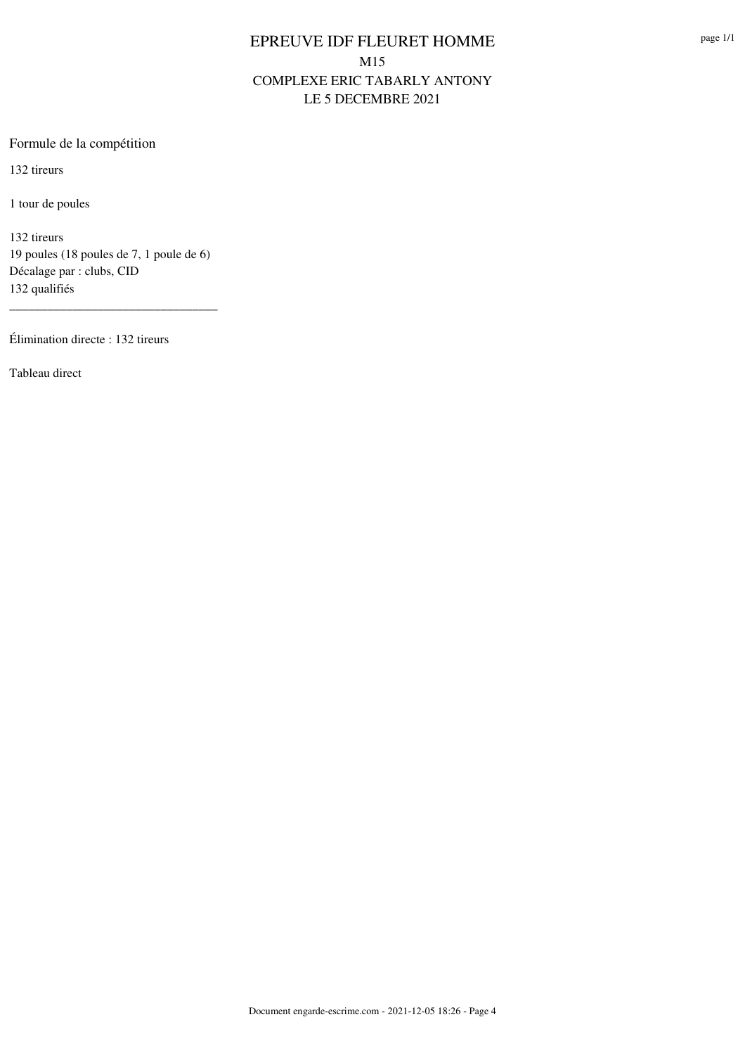# EPREUVE IDF FLEURET HOMME

M15

COMPLEXE ERIC TABARLY ANTONY

LE 5 DECEMBRE 2021

Formule de la compétition

132 tireurs

1 tour de poules

132 tireurs
19 poules (18 poules de 7, 1 poule de 6)
Décalage par : clubs, CID
132 qualifiés

---

Élimination directe : 132 tireurs

Tableau direct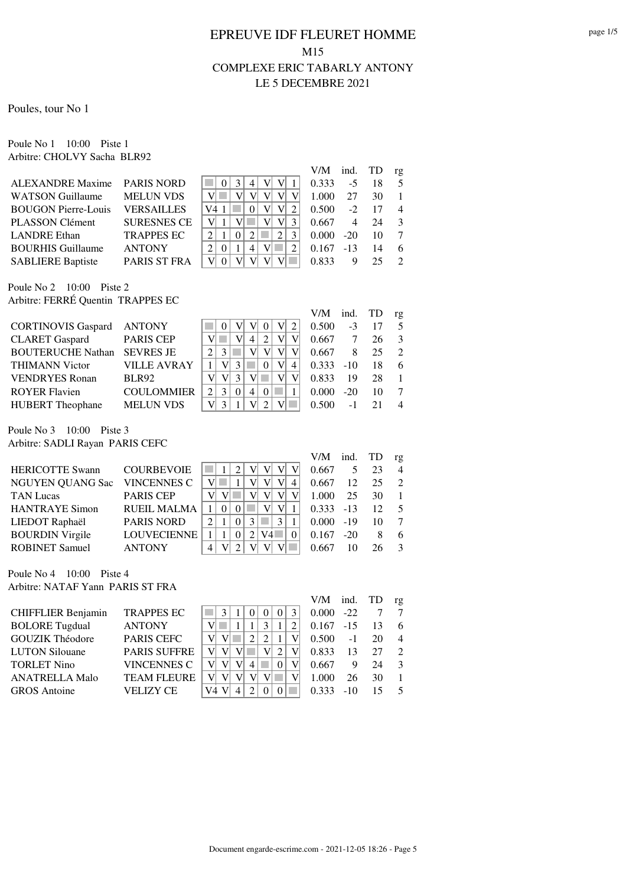# EPREUVE IDF FLEURET HOMME

## M15

## COMPLEXE ERIC TABARLY ANTONY

## LE 5 DECEMBRE 2021

Poules, tour No 1

Poule No 1 10:00 Piste 1
Arbitre: CHOLVY Sacha BLR92

| Nom | Club | 1 | 2 | 3 | 4 | 5 | 6 | 7 | V/M | ind. | TD | rg |
|---|---|---|---|---|---|---|---|---|---|---|---|---|
| ALEXANDRE Maxime | PARIS NORD | | 0 | 3 | 4 | V | V | 1 | 0.333 | -5 | 18 | 5 |
| WATSON Guillaume | MELUN VDS | V | | V | V | V | V | V | 1.000 | 27 | 30 | 1 |
| BOUGON Pierre-Louis | VERSAILLES | V4 | 1 | | 0 | V | V | 2 | 0.500 | -2 | 17 | 4 |
| PLASSON Clément | SURESNES CE | V | 1 | V | | V | V | 3 | 0.667 | 4 | 24 | 3 |
| LANDRE Ethan | TRAPPES EC | 2 | 1 | 0 | 2 | | 2 | 3 | 0.000 | -20 | 10 | 7 |
| BOURHIS Guillaume | ANTONY | 2 | 0 | 1 | 4 | V | | 2 | 0.167 | -13 | 14 | 6 |
| SABLIERE Baptiste | PARIS ST FRA | V | 0 | V | V | V | V | | 0.833 | 9 | 25 | 2 |

Poule No 2 10:00 Piste 2
Arbitre: FERRÉ Quentin TRAPPES EC

| Nom | Club | 1 | 2 | 3 | 4 | 5 | 6 | 7 | V/M | ind. | TD | rg |
|---|---|---|---|---|---|---|---|---|---|---|---|---|
| CORTINOVIS Gaspard | ANTONY | | 0 | V | V | 0 | V | 2 | 0.500 | -3 | 17 | 5 |
| CLARET Gaspard | PARIS CEP | V | | V | 4 | 2 | V | V | 0.667 | 7 | 26 | 3 |
| BOUTERUCHE Nathan | SEVRES JE | 2 | 3 | | V | V | V | V | 0.667 | 8 | 25 | 2 |
| THIMANN Victor | VILLE AVRAY | 1 | V | 3 | | 0 | V | 4 | 0.333 | -10 | 18 | 6 |
| VENDRYES Ronan | BLR92 | V | V | 3 | V | | V | V | 0.833 | 19 | 28 | 1 |
| ROYER Flavien | COULOMMIER | 2 | 3 | 0 | 4 | 0 | | 1 | 0.000 | -20 | 10 | 7 |
| HUBERT Theophane | MELUN VDS | V | 3 | 1 | V | 2 | V | | 0.500 | -1 | 21 | 4 |

Poule No 3 10:00 Piste 3
Arbitre: SADLI Rayan PARIS CEFC

| Nom | Club | 1 | 2 | 3 | 4 | 5 | 6 | 7 | V/M | ind. | TD | rg |
|---|---|---|---|---|---|---|---|---|---|---|---|---|
| HERICOTTE Swann | COURBEVOIE | | 1 | 2 | V | V | V | V | 0.667 | 5 | 23 | 4 |
| NGUYEN QUANG Sac | VINCENNES C | V | | 1 | V | V | V | 4 | 0.667 | 12 | 25 | 2 |
| TAN Lucas | PARIS CEP | V | V | | V | V | V | V | 1.000 | 25 | 30 | 1 |
| HANTRAYE Simon | RUEIL MALMA | 1 | 0 | 0 | | V | V | 1 | 0.333 | -13 | 12 | 5 |
| LIEDOT Raphaël | PARIS NORD | 2 | 1 | 0 | 3 | | 3 | 1 | 0.000 | -19 | 10 | 7 |
| BOURDIN Virgile | LOUVECIENNE | 1 | 1 | 0 | 2 | V4 | | 0 | 0.167 | -20 | 8 | 6 |
| ROBINET Samuel | ANTONY | 4 | V | 2 | V | V | V | | 0.667 | 10 | 26 | 3 |

Poule No 4 10:00 Piste 4
Arbitre: NATAF Yann PARIS ST FRA

| Nom | Club | 1 | 2 | 3 | 4 | 5 | 6 | 7 | V/M | ind. | TD | rg |
|---|---|---|---|---|---|---|---|---|---|---|---|---|
| CHIFFLIER Benjamin | TRAPPES EC | | 3 | 1 | 0 | 0 | 0 | 3 | 0.000 | -22 | 7 | 7 |
| BOLORE Tugdual | ANTONY | V | | 1 | 1 | 3 | 1 | 2 | 0.167 | -15 | 13 | 6 |
| GOUZIK Théodore | PARIS CEFC | V | V | | 2 | 2 | 1 | V | 0.500 | -1 | 20 | 4 |
| LUTON Silouane | PARIS SUFFRE | V | V | V | | V | 2 | V | 0.833 | 13 | 27 | 2 |
| TORLET Nino | VINCENNES C | V | V | V | 4 | | 0 | V | 0.667 | 9 | 24 | 3 |
| ANATRELLA Malo | TEAM FLEURE | V | V | V | V | V | | V | 1.000 | 26 | 30 | 1 |
| GROS Antoine | VELIZY CE | V4 | V | 4 | 2 | 0 | 0 | | 0.333 | -10 | 15 | 5 |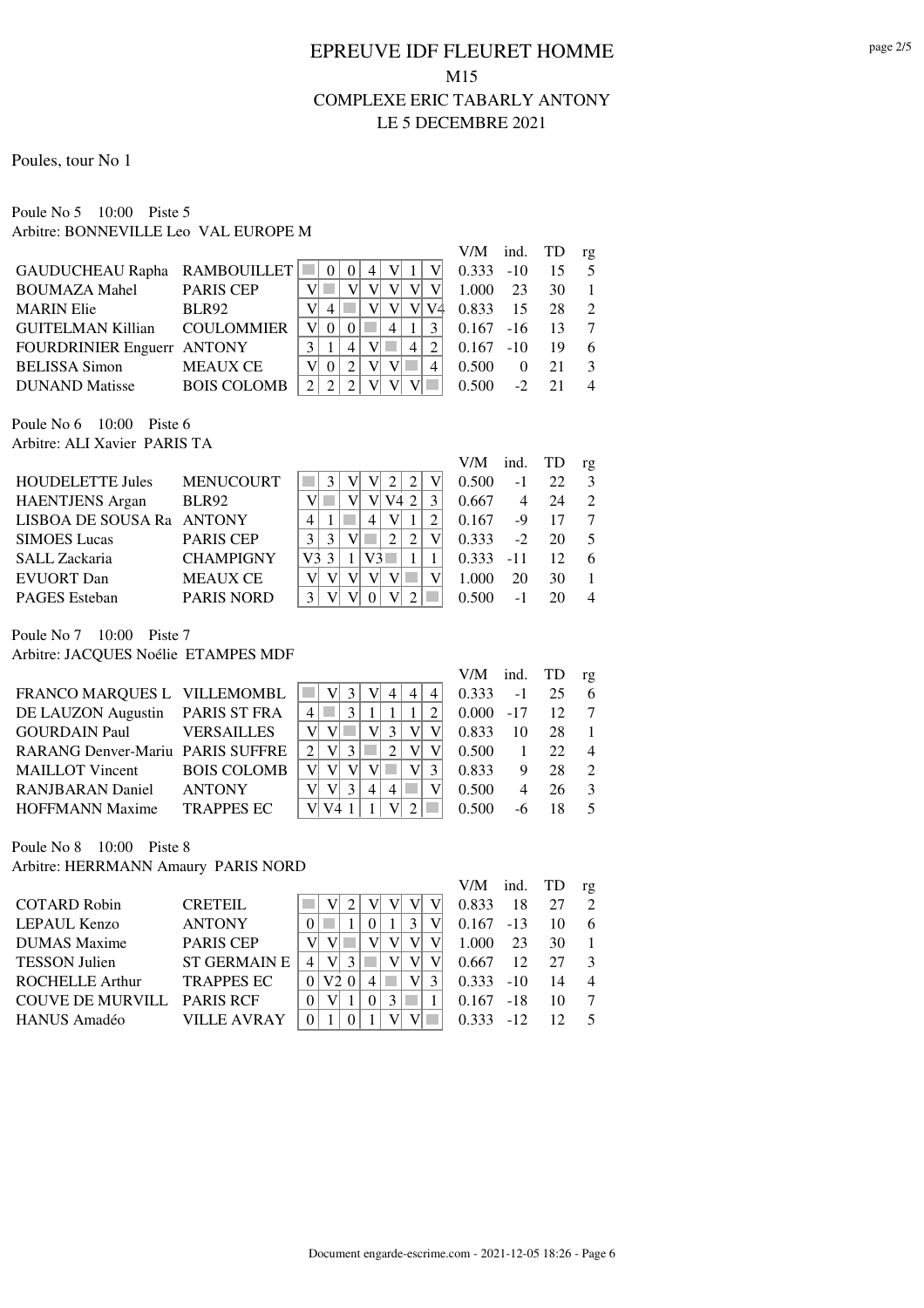# EPREUVE IDF FLEURET HOMME

## M15

## COMPLEXE ERIC TABARLY ANTONY

## LE 5 DECEMBRE 2021

Poules, tour No 1

Poule No 5 10:00 Piste 5
Arbitre: BONNEVILLE Leo VAL EUROPE M

| | | | | | | | | | V/M | ind. | TD | rg |
|---|---|---|---|---|---|---|---|---|---|---|---|---|
| GAUDUCHEAU Rapha | RAMBOUILLET | | 0 | 0 | 4 | V | 1 | V | 0.333 | -10 | 15 | 5 |
| BOUMAZA Mahel | PARIS CEP | V | | V | V | V | V | V | 1.000 | 23 | 30 | 1 |
| MARIN Elie | BLR92 | V | 4 | | V | V | V | V4 | 0.833 | 15 | 28 | 2 |
| GUITELMAN Killian | COULOMMIER | V | 0 | 0 | | 4 | 1 | 3 | 0.167 | -16 | 13 | 7 |
| FOURDRINIER Enguerr | ANTONY | 3 | 1 | 4 | V | | 4 | 2 | 0.167 | -10 | 19 | 6 |
| BELISSA Simon | MEAUX CE | V | 0 | 2 | V | V | | 4 | 0.500 | 0 | 21 | 3 |
| DUNAND Matisse | BOIS COLOMB | 2 | 2 | 2 | V | V | V | | 0.500 | -2 | 21 | 4 |

Poule No 6 10:00 Piste 6
Arbitre: ALI Xavier PARIS TA

| | | | | | | | | | V/M | ind. | TD | rg |
|---|---|---|---|---|---|---|---|---|---|---|---|---|
| HOUDELETTE Jules | MENUCOURT | | 3 | V | V | 2 | 2 | V | 0.500 | -1 | 22 | 3 |
| HAENTJENS Argan | BLR92 | V | | V | V | V4 | 2 | 3 | 0.667 | 4 | 24 | 2 |
| LISBOA DE SOUSA Ra | ANTONY | 4 | 1 | | 4 | V | 1 | 2 | 0.167 | -9 | 17 | 7 |
| SIMOES Lucas | PARIS CEP | 3 | 3 | V | | 2 | 2 | V | 0.333 | -2 | 20 | 5 |
| SALL Zackaria | CHAMPIGNY | V3 | 3 | 1 | V3 | | 1 | 1 | 0.333 | -11 | 12 | 6 |
| EVUORT Dan | MEAUX CE | V | V | V | V | V | | V | 1.000 | 20 | 30 | 1 |
| PAGES Esteban | PARIS NORD | 3 | V | V | 0 | V | 2 | | 0.500 | -1 | 20 | 4 |

Poule No 7 10:00 Piste 7
Arbitre: JACQUES Noélie ETAMPES MDF

| | | | | | | | | | V/M | ind. | TD | rg |
|---|---|---|---|---|---|---|---|---|---|---|---|---|
| FRANCO MARQUES L | VILLEMOMBL | | V | 3 | V | 4 | 4 | 4 | 0.333 | -1 | 25 | 6 |
| DE LAUZON Augustin | PARIS ST FRA | 4 | | 3 | 1 | 1 | 1 | 2 | 0.000 | -17 | 12 | 7 |
| GOURDAIN Paul | VERSAILLES | V | V | | V | 3 | V | V | 0.833 | 10 | 28 | 1 |
| RARANG Denver-Mariu | PARIS SUFFRE | 2 | V | 3 | | 2 | V | V | 0.500 | 1 | 22 | 4 |
| MAILLOT Vincent | BOIS COLOMB | V | V | V | V | | V | 3 | 0.833 | 9 | 28 | 2 |
| RANJBARAN Daniel | ANTONY | V | V | 3 | 4 | 4 | | V | 0.500 | 4 | 26 | 3 |
| HOFFMANN Maxime | TRAPPES EC | V | V4 | 1 | 1 | V | 2 | | 0.500 | -6 | 18 | 5 |

Poule No 8 10:00 Piste 8
Arbitre: HERRMANN Amaury PARIS NORD

| | | | | | | | | | V/M | ind. | TD | rg |
|---|---|---|---|---|---|---|---|---|---|---|---|---|
| COTARD Robin | CRETEIL | | V | 2 | V | V | V | V | 0.833 | 18 | 27 | 2 |
| LEPAUL Kenzo | ANTONY | 0 | | 1 | 0 | 1 | 3 | V | 0.167 | -13 | 10 | 6 |
| DUMAS Maxime | PARIS CEP | V | V | | V | V | V | V | 1.000 | 23 | 30 | 1 |
| TESSON Julien | ST GERMAIN E | 4 | V | 3 | | V | V | V | 0.667 | 12 | 27 | 3 |
| ROCHELLE Arthur | TRAPPES EC | 0 | V2 | 0 | 4 | | V | 3 | 0.333 | -10 | 14 | 4 |
| COUVE DE MURVILL | PARIS RCF | 0 | V | 1 | 0 | 3 | | 1 | 0.167 | -18 | 10 | 7 |
| HANUS Amadéo | VILLE AVRAY | 0 | 1 | 0 | 1 | V | V | | 0.333 | -12 | 12 | 5 |

Document engarde-escrime.com - 2021-12-05 18:26 - Page 6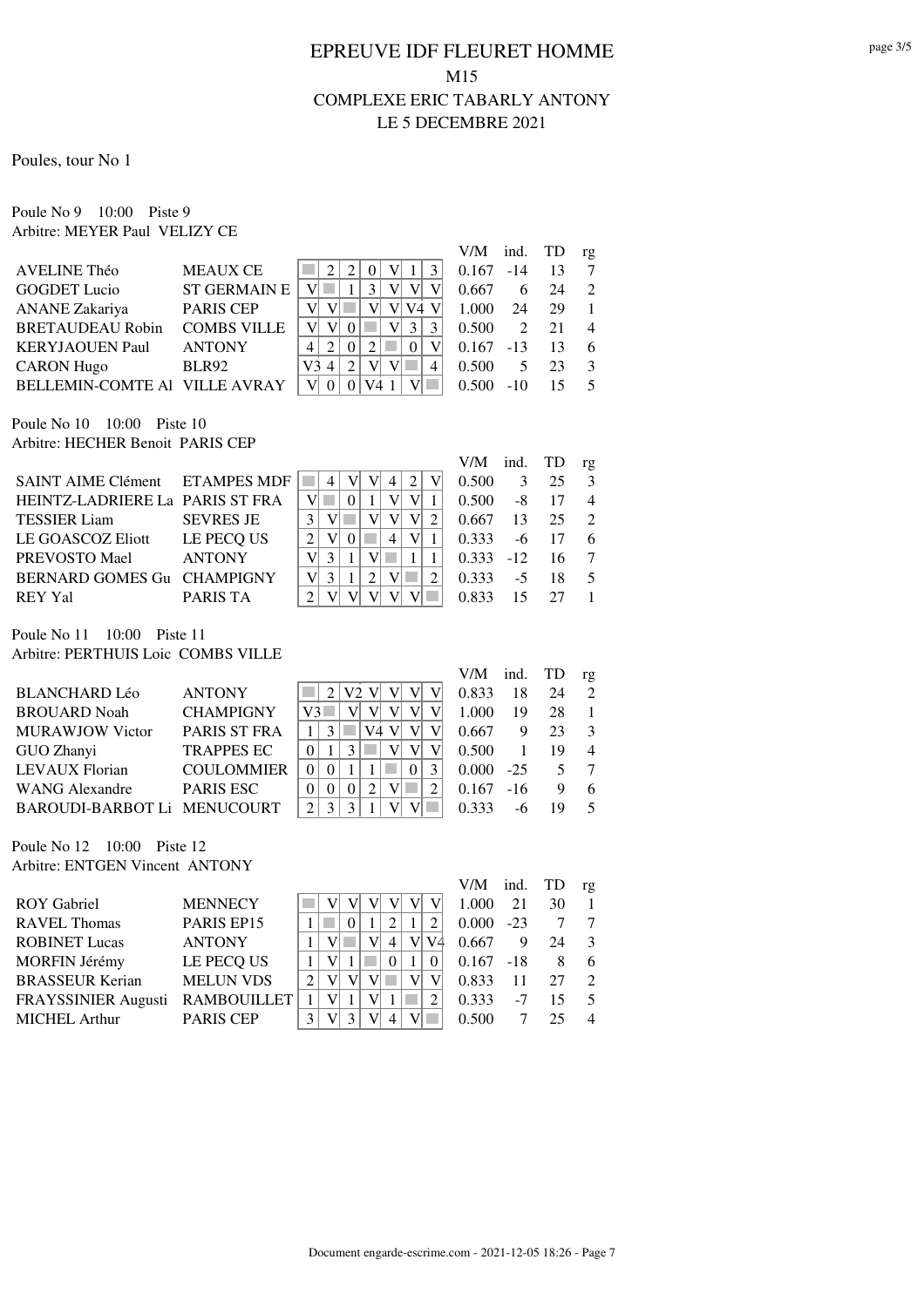# EPREUVE IDF FLEURET HOMME

## M15

## COMPLEXE ERIC TABARLY ANTONY

## LE 5 DECEMBRE 2021

Poules, tour No 1

Poule No 9    10:00    Piste 9
Arbitre: MEYER Paul  VELIZY CE

| | | 1 | 2 | 3 | 4 | 5 | 6 | 7 | V/M | ind. | TD | rg |
|---|---|---|---|---|---|---|---|---|---|---|---|---|
| AVELINE Théo | MEAUX CE | | 2 | 2 | 0 | V | 1 | 3 | 0.167 | -14 | 13 | 7 |
| GOGDET Lucio | ST GERMAIN E | V | | 1 | 3 | V | V | V | 0.667 | 6 | 24 | 2 |
| ANANE Zakariya | PARIS CEP | V | V | | V | V | V4 | V | 1.000 | 24 | 29 | 1 |
| BRETAUDEAU Robin | COMBS VILLE | V | V | 0 | | V | 3 | 3 | 0.500 | 2 | 21 | 4 |
| KERYJAOUEN Paul | ANTONY | 4 | 2 | 0 | 2 | | 0 | V | 0.167 | -13 | 13 | 6 |
| CARON Hugo | BLR92 | V3 | 4 | 2 | V | V | | 4 | 0.500 | 5 | 23 | 3 |
| BELLEMIN-COMTE Al | VILLE AVRAY | V | 0 | 0 | V4 | 1 | V | | 0.500 | -10 | 15 | 5 |

Poule No 10    10:00    Piste 10
Arbitre: HECHER Benoit  PARIS CEP

| | | 1 | 2 | 3 | 4 | 5 | 6 | 7 | V/M | ind. | TD | rg |
|---|---|---|---|---|---|---|---|---|---|---|---|---|
| SAINT AIME Clément | ETAMPES MDF | | 4 | V | V | 4 | 2 | V | 0.500 | 3 | 25 | 3 |
| HEINTZ-LADRIERE La | PARIS ST FRA | V | | 0 | 1 | V | V | 1 | 0.500 | -8 | 17 | 4 |
| TESSIER Liam | SEVRES JE | 3 | V | | V | V | V | 2 | 0.667 | 13 | 25 | 2 |
| LE GOASCOZ Eliott | LE PECQ US | 2 | V | 0 | | 4 | V | 1 | 0.333 | -6 | 17 | 6 |
| PREVOSTO Mael | ANTONY | V | 3 | 1 | V | | 1 | 1 | 0.333 | -12 | 16 | 7 |
| BERNARD GOMES Gu | CHAMPIGNY | V | 3 | 1 | 2 | V | | 2 | 0.333 | -5 | 18 | 5 |
| REY Yal | PARIS TA | 2 | V | V | V | V | V | | 0.833 | 15 | 27 | 1 |

Poule No 11    10:00    Piste 11
Arbitre: PERTHUIS Loic  COMBS VILLE

| | | 1 | 2 | 3 | 4 | 5 | 6 | 7 | V/M | ind. | TD | rg |
|---|---|---|---|---|---|---|---|---|---|---|---|---|
| BLANCHARD Léo | ANTONY | | 2 | V2 | V | V | V | V | 0.833 | 18 | 24 | 2 |
| BROUARD Noah | CHAMPIGNY | V3 | | V | V | V | V | V | 1.000 | 19 | 28 | 1 |
| MURAWJOW Victor | PARIS ST FRA | 1 | 3 | | V4 | V | V | V | 0.667 | 9 | 23 | 3 |
| GUO Zhanyi | TRAPPES EC | 0 | 1 | 3 | | V | V | V | 0.500 | 1 | 19 | 4 |
| LEVAUX Florian | COULOMMIER | 0 | 0 | 1 | 1 | | 0 | 3 | 0.000 | -25 | 5 | 7 |
| WANG Alexandre | PARIS ESC | 0 | 0 | 0 | 2 | V | | 2 | 0.167 | -16 | 9 | 6 |
| BAROUDI-BARBOT Li | MENUCOURT | 2 | 3 | 3 | 1 | V | V | | 0.333 | -6 | 19 | 5 |

Poule No 12    10:00    Piste 12
Arbitre: ENTGEN Vincent  ANTONY

| | | 1 | 2 | 3 | 4 | 5 | 6 | 7 | V/M | ind. | TD | rg |
|---|---|---|---|---|---|---|---|---|---|---|---|---|
| ROY Gabriel | MENNECY | | V | V | V | V | V | V | 1.000 | 21 | 30 | 1 |
| RAVEL Thomas | PARIS EP15 | 1 | | 0 | 1 | 2 | 1 | 2 | 0.000 | -23 | 7 | 7 |
| ROBINET Lucas | ANTONY | 1 | V | | V | 4 | V | V4 | 0.667 | 9 | 24 | 3 |
| MORFIN Jérémy | LE PECQ US | 1 | V | 1 | | 0 | 1 | 0 | 0.167 | -18 | 8 | 6 |
| BRASSEUR Kerian | MELUN VDS | 2 | V | V | V | | V | V | 0.833 | 11 | 27 | 2 |
| FRAYSSINIER Augusti | RAMBOUILLET | 1 | V | 1 | V | 1 | | 2 | 0.333 | -7 | 15 | 5 |
| MICHEL Arthur | PARIS CEP | 3 | V | 3 | V | 4 | V | | 0.500 | 7 | 25 | 4 |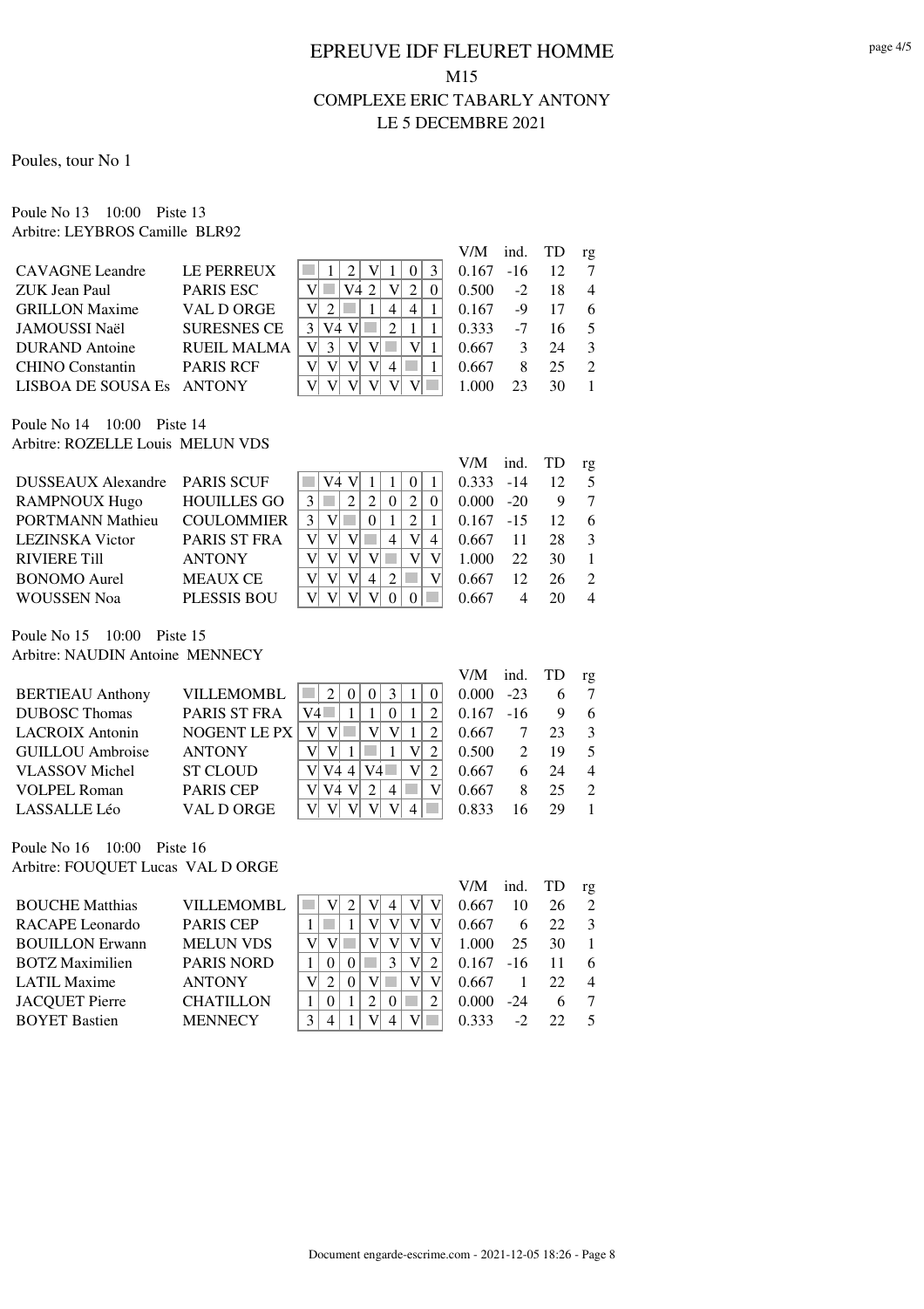# EPREUVE IDF FLEURET HOMME

## M15

## COMPLEXE ERIC TABARLY ANTONY

## LE 5 DECEMBRE 2021

Poules, tour No 1

Poule No 13 10:00 Piste 13
Arbitre: LEYBROS Camille BLR92

| Nom | Club | 1 | 2 | 3 | 4 | 5 | 6 | 7 | V/M | ind. | TD | rg |
|---|---|---|---|---|---|---|---|---|---|---|---|---|
| CAVAGNE Leandre | LE PERREUX | | 1 | 2 | V | 1 | 0 | 3 | 0.167 | -16 | 12 | 7 |
| ZUK Jean Paul | PARIS ESC | V | | V4 | 2 | V | 2 | 0 | 0.500 | -2 | 18 | 4 |
| GRILLON Maxime | VAL D ORGE | V | 2 | | 1 | 4 | 4 | 1 | 0.167 | -9 | 17 | 6 |
| JAMOUSSI Naël | SURESNES CE | 3 | V4 | V | | 2 | 1 | 1 | 0.333 | -7 | 16 | 5 |
| DURAND Antoine | RUEIL MALMA | V | 3 | V | V | | V | 1 | 0.667 | 3 | 24 | 3 |
| CHINO Constantin | PARIS RCF | V | V | V | V | 4 | | 1 | 0.667 | 8 | 25 | 2 |
| LISBOA DE SOUSA Es | ANTONY | V | V | V | V | V | V | | 1.000 | 23 | 30 | 1 |

Poule No 14 10:00 Piste 14
Arbitre: ROZELLE Louis MELUN VDS

| Nom | Club | 1 | 2 | 3 | 4 | 5 | 6 | 7 | V/M | ind. | TD | rg |
|---|---|---|---|---|---|---|---|---|---|---|---|---|
| DUSSEAUX Alexandre | PARIS SCUF | | V4 | V | 1 | 1 | 0 | 1 | 0.333 | -14 | 12 | 5 |
| RAMPNOUX Hugo | HOUILLES GO | 3 | | 2 | 2 | 0 | 2 | 0 | 0.000 | -20 | 9 | 7 |
| PORTMANN Mathieu | COULOMMIER | 3 | V | | 0 | 1 | 2 | 1 | 0.167 | -15 | 12 | 6 |
| LEZINSKA Victor | PARIS ST FRA | V | V | V | | 4 | V | 4 | 0.667 | 11 | 28 | 3 |
| RIVIERE Till | ANTONY | V | V | V | V | | V | V | 1.000 | 22 | 30 | 1 |
| BONOMO Aurel | MEAUX CE | V | V | V | 4 | 2 | | V | 0.667 | 12 | 26 | 2 |
| WOUSSEN Noa | PLESSIS BOU | V | V | V | V | 0 | 0 | | 0.667 | 4 | 20 | 4 |

Poule No 15 10:00 Piste 15
Arbitre: NAUDIN Antoine MENNECY

| Nom | Club | 1 | 2 | 3 | 4 | 5 | 6 | 7 | V/M | ind. | TD | rg |
|---|---|---|---|---|---|---|---|---|---|---|---|---|
| BERTIEAU Anthony | VILLEMOMBL | | 2 | 0 | 0 | 3 | 1 | 0 | 0.000 | -23 | 6 | 7 |
| DUBOSC Thomas | PARIS ST FRA | V4 | | 1 | 1 | 0 | 1 | 2 | 0.167 | -16 | 9 | 6 |
| LACROIX Antonin | NOGENT LE PX | V | V | | V | V | 1 | 2 | 0.667 | 7 | 23 | 3 |
| GUILLOU Ambroise | ANTONY | V | V | 1 | | 1 | V | 2 | 0.500 | 2 | 19 | 5 |
| VLASSOV Michel | ST CLOUD | V | V4 | 4 | V4 | | V | 2 | 0.667 | 6 | 24 | 4 |
| VOLPEL Roman | PARIS CEP | V | V4 | V | 2 | 4 | | V | 0.667 | 8 | 25 | 2 |
| LASSALLE Léo | VAL D ORGE | V | V | V | V | V | 4 | | 0.833 | 16 | 29 | 1 |

Poule No 16 10:00 Piste 16
Arbitre: FOUQUET Lucas VAL D ORGE

| Nom | Club | 1 | 2 | 3 | 4 | 5 | 6 | 7 | V/M | ind. | TD | rg |
|---|---|---|---|---|---|---|---|---|---|---|---|---|
| BOUCHE Matthias | VILLEMOMBL | | V | 2 | V | 4 | V | V | 0.667 | 10 | 26 | 2 |
| RACAPE Leonardo | PARIS CEP | 1 | | 1 | V | V | V | V | 0.667 | 6 | 22 | 3 |
| BOUILLON Erwann | MELUN VDS | V | V | | V | V | V | V | 1.000 | 25 | 30 | 1 |
| BOTZ Maximilien | PARIS NORD | 1 | 0 | 0 | | 3 | V | 2 | 0.167 | -16 | 11 | 6 |
| LATIL Maxime | ANTONY | V | 2 | 0 | V | | V | V | 0.667 | 1 | 22 | 4 |
| JACQUET Pierre | CHATILLON | 1 | 0 | 1 | 2 | 0 | | 2 | 0.000 | -24 | 6 | 7 |
| BOYET Bastien | MENNECY | 3 | 4 | 1 | V | 4 | V | | 0.333 | -2 | 22 | 5 |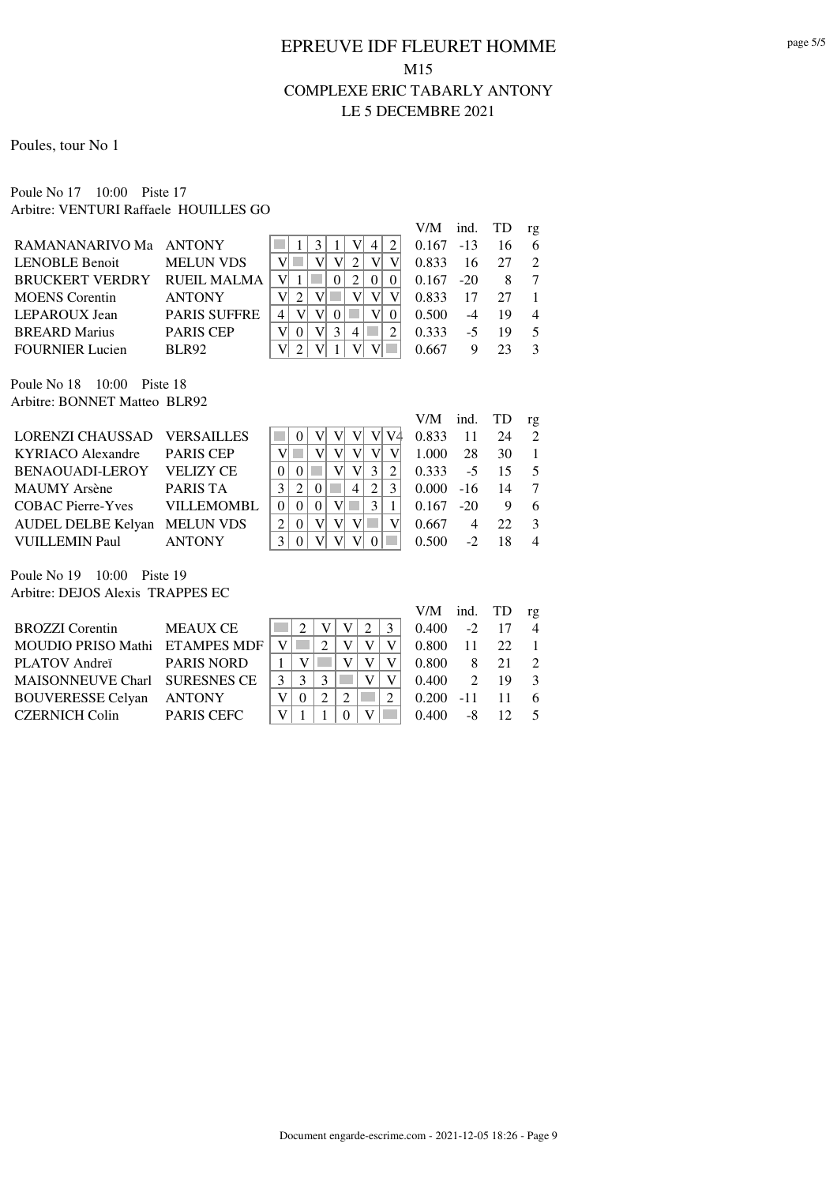# EPREUVE IDF FLEURET HOMME

M15

COMPLEXE ERIC TABARLY ANTONY

LE 5 DECEMBRE 2021

Poules, tour No 1

Poule No 17 10:00 Piste 17
Arbitre: VENTURI Raffaele HOUILLES GO

| | | 1 | 2 | 3 | 4 | 5 | 6 | 7 | V/M | ind. | TD | rg |
|---|---|---|---|---|---|---|---|---|---|---|---|---|
| RAMANANARIVO Ma | ANTONY | | 1 | 3 | 1 | V | 4 | 2 | 0.167 | -13 | 16 | 6 |
| LENOBLE Benoit | MELUN VDS | V | | V | V | 2 | V | V | 0.833 | 16 | 27 | 2 |
| BRUCKERT VERDRY | RUEIL MALMA | V | 1 | | 0 | 2 | 0 | 0 | 0.167 | -20 | 8 | 7 |
| MOENS Corentin | ANTONY | V | 2 | V | | V | V | V | 0.833 | 17 | 27 | 1 |
| LEPAROUX Jean | PARIS SUFFRE | 4 | V | V | 0 | | V | 0 | 0.500 | -4 | 19 | 4 |
| BREARD Marius | PARIS CEP | V | 0 | V | 3 | 4 | | 2 | 0.333 | -5 | 19 | 5 |
| FOURNIER Lucien | BLR92 | V | 2 | V | 1 | V | V | | 0.667 | 9 | 23 | 3 |

Poule No 18 10:00 Piste 18
Arbitre: BONNET Matteo BLR92

| | | 1 | 2 | 3 | 4 | 5 | 6 | 7 | V/M | ind. | TD | rg |
|---|---|---|---|---|---|---|---|---|---|---|---|---|
| LORENZI CHAUSSAD | VERSAILLES | | 0 | V | V | V | V | V4 | 0.833 | 11 | 24 | 2 |
| KYRIACO Alexandre | PARIS CEP | V | | V | V | V | V | V | 1.000 | 28 | 30 | 1 |
| BENAOUADI-LEROY | VELIZY CE | 0 | 0 | | V | V | 3 | 2 | 0.333 | -5 | 15 | 5 |
| MAUMY Arsène | PARIS TA | 3 | 2 | 0 | | 4 | 2 | 3 | 0.000 | -16 | 14 | 7 |
| COBAC Pierre-Yves | VILLEMOMBL | 0 | 0 | 0 | V | | 3 | 1 | 0.167 | -20 | 9 | 6 |
| AUDEL DELBE Kelyan | MELUN VDS | 2 | 0 | V | V | V | | V | 0.667 | 4 | 22 | 3 |
| VUILLEMIN Paul | ANTONY | 3 | 0 | V | V | V | 0 | | 0.500 | -2 | 18 | 4 |

Poule No 19 10:00 Piste 19
Arbitre: DEJOS Alexis TRAPPES EC

| | | 1 | 2 | 3 | 4 | 5 | 6 | V/M | ind. | TD | rg |
|---|---|---|---|---|---|---|---|---|---|---|---|
| BROZZI Corentin | MEAUX CE | | 2 | V | V | 2 | 3 | 0.400 | -2 | 17 | 4 |
| MOUDIO PRISO Mathi | ETAMPES MDF | V | | 2 | V | V | V | 0.800 | 11 | 22 | 1 |
| PLATOV Andreï | PARIS NORD | 1 | V | | V | V | V | 0.800 | 8 | 21 | 2 |
| MAISONNEUVE Charl | SURESNES CE | 3 | 3 | 3 | | V | V | 0.400 | 2 | 19 | 3 |
| BOUVERESSE Celyan | ANTONY | V | 0 | 2 | 2 | | 2 | 0.200 | -11 | 11 | 6 |
| CZERNICH Colin | PARIS CEFC | V | 1 | 1 | 0 | V | | 0.400 | -8 | 12 | 5 |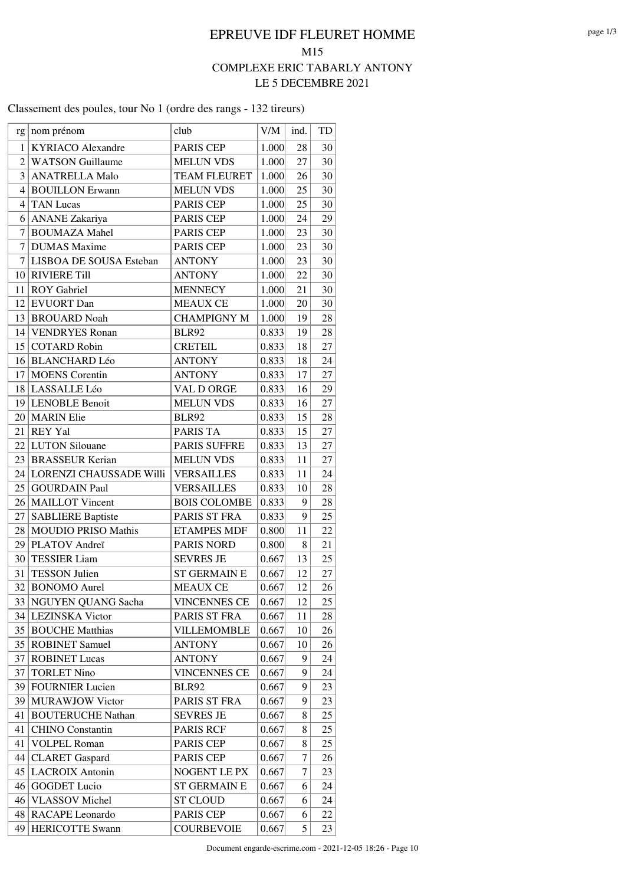# EPREUVE IDF FLEURET HOMME

## M15

## COMPLEXE ERIC TABARLY ANTONY

## LE 5 DECEMBRE 2021

Classement des poules, tour No 1 (ordre des rangs - 132 tireurs)

| rg | nom prénom | club | V/M | ind. | TD |
|---|---|---|---|---|---|
| 1 | KYRIACO Alexandre | PARIS CEP | 1.000 | 28 | 30 |
| 2 | WATSON Guillaume | MELUN VDS | 1.000 | 27 | 30 |
| 3 | ANATRELLA Malo | TEAM FLEURET | 1.000 | 26 | 30 |
| 4 | BOUILLON Erwann | MELUN VDS | 1.000 | 25 | 30 |
| 4 | TAN Lucas | PARIS CEP | 1.000 | 25 | 30 |
| 6 | ANANE Zakariya | PARIS CEP | 1.000 | 24 | 29 |
| 7 | BOUMAZA Mahel | PARIS CEP | 1.000 | 23 | 30 |
| 7 | DUMAS Maxime | PARIS CEP | 1.000 | 23 | 30 |
| 7 | LISBOA DE SOUSA Esteban | ANTONY | 1.000 | 23 | 30 |
| 10 | RIVIERE Till | ANTONY | 1.000 | 22 | 30 |
| 11 | ROY Gabriel | MENNECY | 1.000 | 21 | 30 |
| 12 | EVUORT Dan | MEAUX CE | 1.000 | 20 | 30 |
| 13 | BROUARD Noah | CHAMPIGNY M | 1.000 | 19 | 28 |
| 14 | VENDRYES Ronan | BLR92 | 0.833 | 19 | 28 |
| 15 | COTARD Robin | CRETEIL | 0.833 | 18 | 27 |
| 16 | BLANCHARD Léo | ANTONY | 0.833 | 18 | 24 |
| 17 | MOENS Corentin | ANTONY | 0.833 | 17 | 27 |
| 18 | LASSALLE Léo | VAL D ORGE | 0.833 | 16 | 29 |
| 19 | LENOBLE Benoit | MELUN VDS | 0.833 | 16 | 27 |
| 20 | MARIN Elie | BLR92 | 0.833 | 15 | 28 |
| 21 | REY Yal | PARIS TA | 0.833 | 15 | 27 |
| 22 | LUTON Silouane | PARIS SUFFRE | 0.833 | 13 | 27 |
| 23 | BRASSEUR Kerian | MELUN VDS | 0.833 | 11 | 27 |
| 24 | LORENZI CHAUSSADE Willi | VERSAILLES | 0.833 | 11 | 24 |
| 25 | GOURDAIN Paul | VERSAILLES | 0.833 | 10 | 28 |
| 26 | MAILLOT Vincent | BOIS COLOMBE | 0.833 | 9 | 28 |
| 27 | SABLIERE Baptiste | PARIS ST FRA | 0.833 | 9 | 25 |
| 28 | MOUDIO PRISO Mathis | ETAMPES MDF | 0.800 | 11 | 22 |
| 29 | PLATOV Andreï | PARIS NORD | 0.800 | 8 | 21 |
| 30 | TESSIER Liam | SEVRES JE | 0.667 | 13 | 25 |
| 31 | TESSON Julien | ST GERMAIN E | 0.667 | 12 | 27 |
| 32 | BONOMO Aurel | MEAUX CE | 0.667 | 12 | 26 |
| 33 | NGUYEN QUANG Sacha | VINCENNES CE | 0.667 | 12 | 25 |
| 34 | LEZINSKA Victor | PARIS ST FRA | 0.667 | 11 | 28 |
| 35 | BOUCHE Matthias | VILLEMOMBLE | 0.667 | 10 | 26 |
| 35 | ROBINET Samuel | ANTONY | 0.667 | 10 | 26 |
| 37 | ROBINET Lucas | ANTONY | 0.667 | 9 | 24 |
| 37 | TORLET Nino | VINCENNES CE | 0.667 | 9 | 24 |
| 39 | FOURNIER Lucien | BLR92 | 0.667 | 9 | 23 |
| 39 | MURAWJOW Victor | PARIS ST FRA | 0.667 | 9 | 23 |
| 41 | BOUTERUCHE Nathan | SEVRES JE | 0.667 | 8 | 25 |
| 41 | CHINO Constantin | PARIS RCF | 0.667 | 8 | 25 |
| 41 | VOLPEL Roman | PARIS CEP | 0.667 | 8 | 25 |
| 44 | CLARET Gaspard | PARIS CEP | 0.667 | 7 | 26 |
| 45 | LACROIX Antonin | NOGENT LE PX | 0.667 | 7 | 23 |
| 46 | GOGDET Lucio | ST GERMAIN E | 0.667 | 6 | 24 |
| 46 | VLASSOV Michel | ST CLOUD | 0.667 | 6 | 24 |
| 48 | RACAPE Leonardo | PARIS CEP | 0.667 | 6 | 22 |
| 49 | HERICOTTE Swann | COURBEVOIE | 0.667 | 5 | 23 |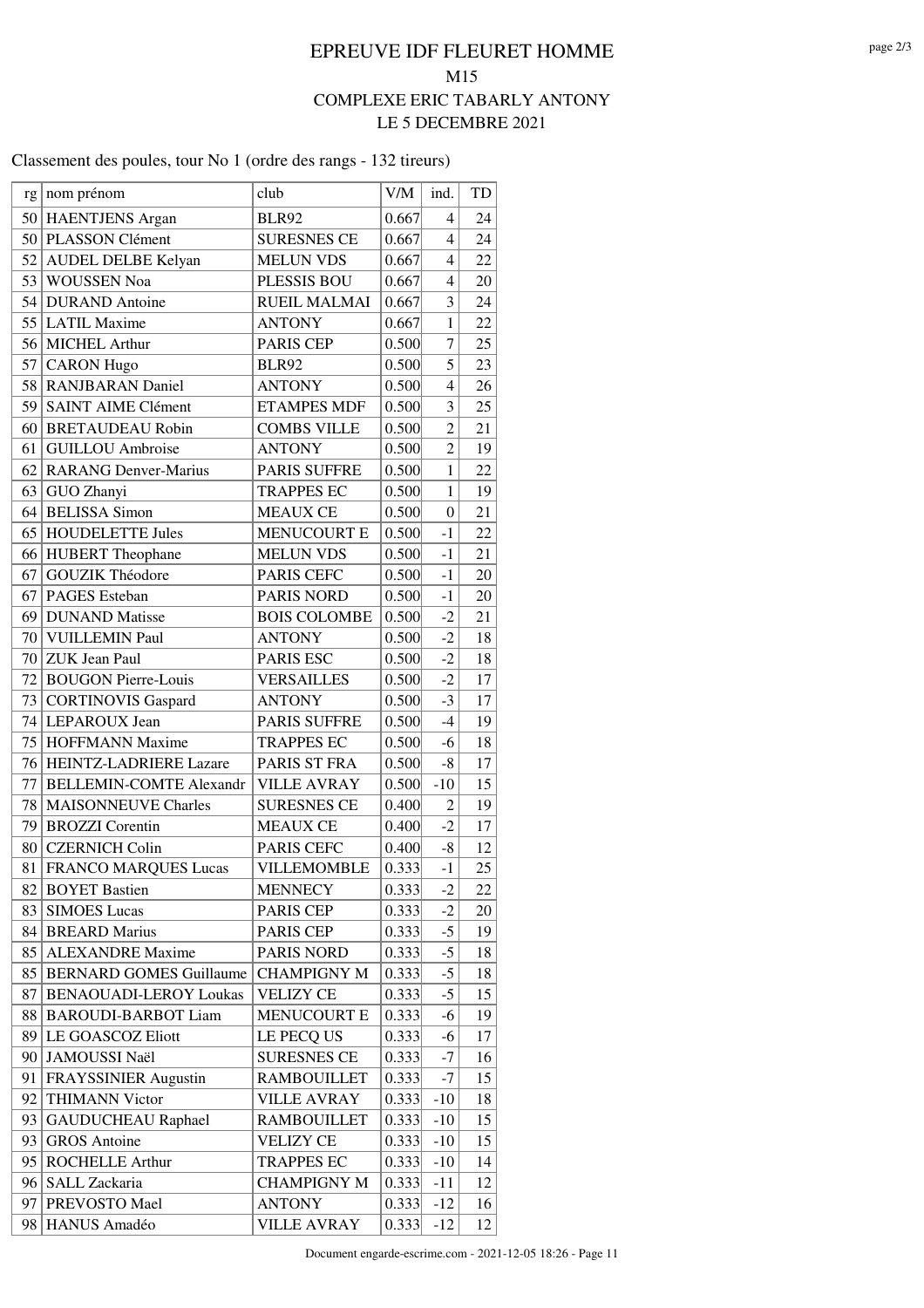# EPREUVE IDF FLEURET HOMME

## M15

## COMPLEXE ERIC TABARLY ANTONY

## LE 5 DECEMBRE 2021

Classement des poules, tour No 1 (ordre des rangs - 132 tireurs)

| rg | nom prénom | club | V/M | ind. | TD |
|---|---|---|---|---|---|
| 50 | HAENTJENS Argan | BLR92 | 0.667 | 4 | 24 |
| 50 | PLASSON Clément | SURESNES CE | 0.667 | 4 | 24 |
| 52 | AUDEL DELBE Kelyan | MELUN VDS | 0.667 | 4 | 22 |
| 53 | WOUSSEN Noa | PLESSIS BOU | 0.667 | 4 | 20 |
| 54 | DURAND Antoine | RUEIL MALMAI | 0.667 | 3 | 24 |
| 55 | LATIL Maxime | ANTONY | 0.667 | 1 | 22 |
| 56 | MICHEL Arthur | PARIS CEP | 0.500 | 7 | 25 |
| 57 | CARON Hugo | BLR92 | 0.500 | 5 | 23 |
| 58 | RANJBARAN Daniel | ANTONY | 0.500 | 4 | 26 |
| 59 | SAINT AIME Clément | ETAMPES MDF | 0.500 | 3 | 25 |
| 60 | BRETAUDEAU Robin | COMBS VILLE | 0.500 | 2 | 21 |
| 61 | GUILLOU Ambroise | ANTONY | 0.500 | 2 | 19 |
| 62 | RARANG Denver-Marius | PARIS SUFFRE | 0.500 | 1 | 22 |
| 63 | GUO Zhanyi | TRAPPES EC | 0.500 | 1 | 19 |
| 64 | BELISSA Simon | MEAUX CE | 0.500 | 0 | 21 |
| 65 | HOUDELETTE Jules | MENUCOURT E | 0.500 | -1 | 22 |
| 66 | HUBERT Theophane | MELUN VDS | 0.500 | -1 | 21 |
| 67 | GOUZIK Théodore | PARIS CEFC | 0.500 | -1 | 20 |
| 67 | PAGES Esteban | PARIS NORD | 0.500 | -1 | 20 |
| 69 | DUNAND Matisse | BOIS COLOMBE | 0.500 | -2 | 21 |
| 70 | VUILLEMIN Paul | ANTONY | 0.500 | -2 | 18 |
| 70 | ZUK Jean Paul | PARIS ESC | 0.500 | -2 | 18 |
| 72 | BOUGON Pierre-Louis | VERSAILLES | 0.500 | -2 | 17 |
| 73 | CORTINOVIS Gaspard | ANTONY | 0.500 | -3 | 17 |
| 74 | LEPAROUX Jean | PARIS SUFFRE | 0.500 | -4 | 19 |
| 75 | HOFFMANN Maxime | TRAPPES EC | 0.500 | -6 | 18 |
| 76 | HEINTZ-LADRIERE Lazare | PARIS ST FRA | 0.500 | -8 | 17 |
| 77 | BELLEMIN-COMTE Alexandr | VILLE AVRAY | 0.500 | -10 | 15 |
| 78 | MAISONNEUVE Charles | SURESNES CE | 0.400 | 2 | 19 |
| 79 | BROZZI Corentin | MEAUX CE | 0.400 | -2 | 17 |
| 80 | CZERNICH Colin | PARIS CEFC | 0.400 | -8 | 12 |
| 81 | FRANCO MARQUES Lucas | VILLEMOMBLE | 0.333 | -1 | 25 |
| 82 | BOYET Bastien | MENNECY | 0.333 | -2 | 22 |
| 83 | SIMOES Lucas | PARIS CEP | 0.333 | -2 | 20 |
| 84 | BREARD Marius | PARIS CEP | 0.333 | -5 | 19 |
| 85 | ALEXANDRE Maxime | PARIS NORD | 0.333 | -5 | 18 |
| 85 | BERNARD GOMES Guillaume | CHAMPIGNY M | 0.333 | -5 | 18 |
| 87 | BENAOUADI-LEROY Loukas | VELIZY CE | 0.333 | -5 | 15 |
| 88 | BAROUDI-BARBOT Liam | MENUCOURT E | 0.333 | -6 | 19 |
| 89 | LE GOASCOZ Eliott | LE PECQ US | 0.333 | -6 | 17 |
| 90 | JAMOUSSI Naël | SURESNES CE | 0.333 | -7 | 16 |
| 91 | FRAYSSINIER Augustin | RAMBOUILLET | 0.333 | -7 | 15 |
| 92 | THIMANN Victor | VILLE AVRAY | 0.333 | -10 | 18 |
| 93 | GAUDUCHEAU Raphael | RAMBOUILLET | 0.333 | -10 | 15 |
| 93 | GROS Antoine | VELIZY CE | 0.333 | -10 | 15 |
| 95 | ROCHELLE Arthur | TRAPPES EC | 0.333 | -10 | 14 |
| 96 | SALL Zackaria | CHAMPIGNY M | 0.333 | -11 | 12 |
| 97 | PREVOSTO Mael | ANTONY | 0.333 | -12 | 16 |
| 98 | HANUS Amadéo | VILLE AVRAY | 0.333 | -12 | 12 |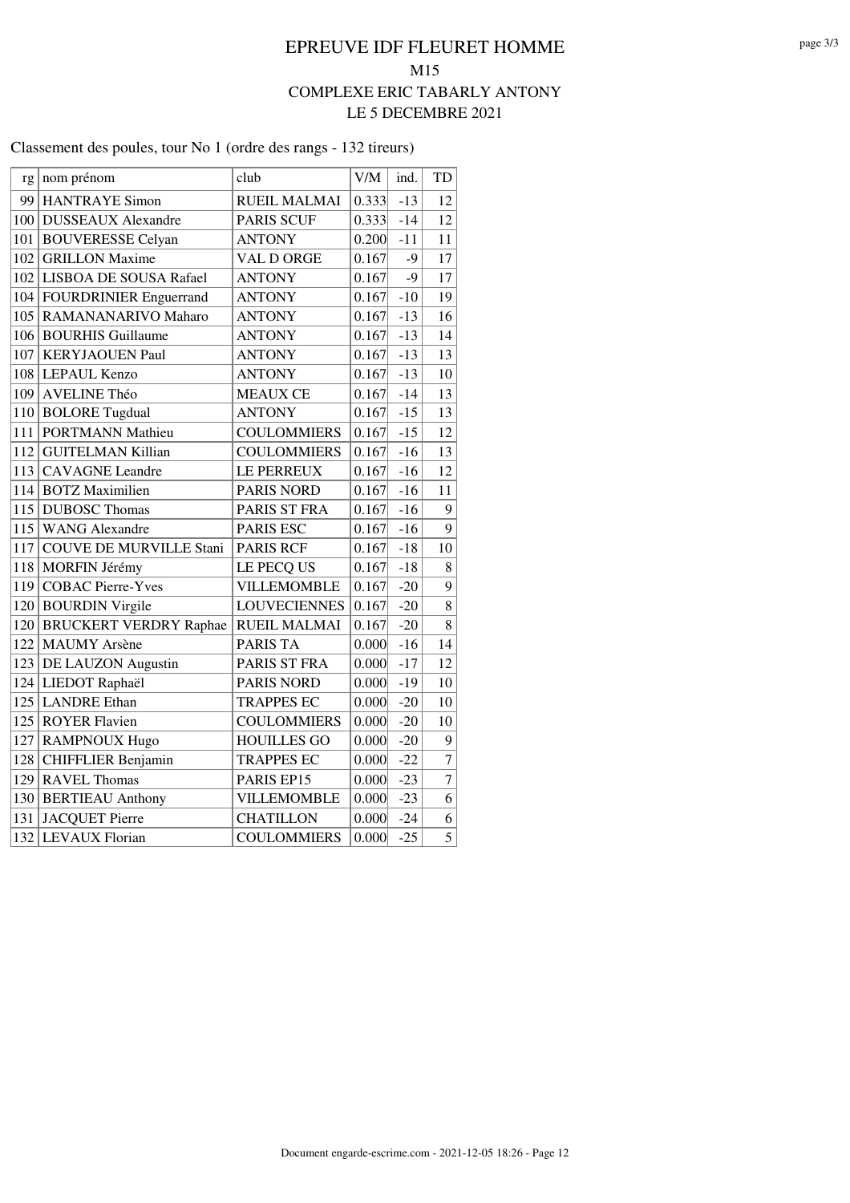# EPREUVE IDF FLEURET HOMME

## M15

## COMPLEXE ERIC TABARLY ANTONY

## LE 5 DECEMBRE 2021

Classement des poules, tour No 1 (ordre des rangs - 132 tireurs)

| rg | nom prénom | club | V/M | ind. | TD |
|---|---|---|---|---|---|
| 99 | HANTRAYE Simon | RUEIL MALMAI | 0.333 | -13 | 12 |
| 100 | DUSSEAUX Alexandre | PARIS SCUF | 0.333 | -14 | 12 |
| 101 | BOUVERESSE Celyan | ANTONY | 0.200 | -11 | 11 |
| 102 | GRILLON Maxime | VAL D ORGE | 0.167 | -9 | 17 |
| 102 | LISBOA DE SOUSA Rafael | ANTONY | 0.167 | -9 | 17 |
| 104 | FOURDRINIER Enguerrand | ANTONY | 0.167 | -10 | 19 |
| 105 | RAMANANARIVO Maharo | ANTONY | 0.167 | -13 | 16 |
| 106 | BOURHIS Guillaume | ANTONY | 0.167 | -13 | 14 |
| 107 | KERYJAOUEN Paul | ANTONY | 0.167 | -13 | 13 |
| 108 | LEPAUL Kenzo | ANTONY | 0.167 | -13 | 10 |
| 109 | AVELINE Théo | MEAUX CE | 0.167 | -14 | 13 |
| 110 | BOLORE Tugdual | ANTONY | 0.167 | -15 | 13 |
| 111 | PORTMANN Mathieu | COULOMMIERS | 0.167 | -15 | 12 |
| 112 | GUITELMAN Killian | COULOMMIERS | 0.167 | -16 | 13 |
| 113 | CAVAGNE Leandre | LE PERREUX | 0.167 | -16 | 12 |
| 114 | BOTZ Maximilien | PARIS NORD | 0.167 | -16 | 11 |
| 115 | DUBOSC Thomas | PARIS ST FRA | 0.167 | -16 | 9 |
| 115 | WANG Alexandre | PARIS ESC | 0.167 | -16 | 9 |
| 117 | COUVE DE MURVILLE Stani | PARIS RCF | 0.167 | -18 | 10 |
| 118 | MORFIN Jérémy | LE PECQ US | 0.167 | -18 | 8 |
| 119 | COBAC Pierre-Yves | VILLEMOMBLE | 0.167 | -20 | 9 |
| 120 | BOURDIN Virgile | LOUVECIENNES | 0.167 | -20 | 8 |
| 120 | BRUCKERT VERDRY Raphae | RUEIL MALMAI | 0.167 | -20 | 8 |
| 122 | MAUMY Arsène | PARIS TA | 0.000 | -16 | 14 |
| 123 | DE LAUZON Augustin | PARIS ST FRA | 0.000 | -17 | 12 |
| 124 | LIEDOT Raphaël | PARIS NORD | 0.000 | -19 | 10 |
| 125 | LANDRE Ethan | TRAPPES EC | 0.000 | -20 | 10 |
| 125 | ROYER Flavien | COULOMMIERS | 0.000 | -20 | 10 |
| 127 | RAMPNOUX Hugo | HOUILLES GO | 0.000 | -20 | 9 |
| 128 | CHIFFLIER Benjamin | TRAPPES EC | 0.000 | -22 | 7 |
| 129 | RAVEL Thomas | PARIS EP15 | 0.000 | -23 | 7 |
| 130 | BERTIEAU Anthony | VILLEMOMBLE | 0.000 | -23 | 6 |
| 131 | JACQUET Pierre | CHATILLON | 0.000 | -24 | 6 |
| 132 | LEVAUX Florian | COULOMMIERS | 0.000 | -25 | 5 |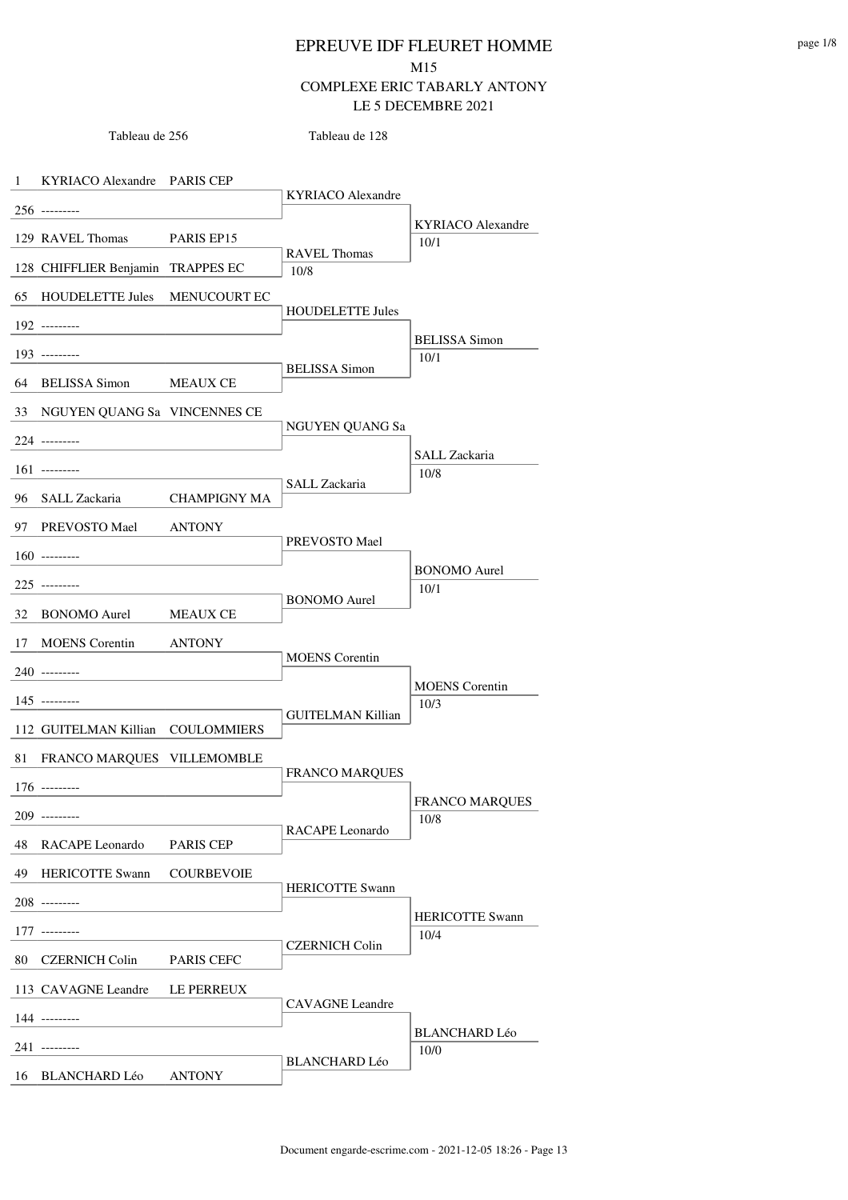# EPREUVE IDF FLEURET HOMME

M15

COMPLEXE ERIC TABARLY ANTONY

LE 5 DECEMBRE 2021

| Tableau de 256 | | | Tableau de 128 | |
|---|---|---|---|---|
| 1 | KYRIACO Alexandre | PARIS CEP | KYRIACO Alexandre | KYRIACO Alexandre 10/1 |
| 256 | --------- | | | |
| 129 | RAVEL Thomas | PARIS EP15 | RAVEL Thomas 10/8 | |
| 128 | CHIFFLIER Benjamin | TRAPPES EC | | |
| 65 | HOUDELETTE Jules | MENUCOURT EC | HOUDELETTE Jules | BELISSA Simon 10/1 |
| 192 | --------- | | | |
| 193 | --------- | | BELISSA Simon | |
| 64 | BELISSA Simon | MEAUX CE | | |
| 33 | NGUYEN QUANG Sa | VINCENNES CE | NGUYEN QUANG Sa | SALL Zackaria 10/8 |
| 224 | --------- | | | |
| 161 | --------- | | SALL Zackaria | |
| 96 | SALL Zackaria | CHAMPIGNY MA | | |
| 97 | PREVOSTO Mael | ANTONY | PREVOSTO Mael | BONOMO Aurel 10/1 |
| 160 | --------- | | | |
| 225 | --------- | | BONOMO Aurel | |
| 32 | BONOMO Aurel | MEAUX CE | | |
| 17 | MOENS Corentin | ANTONY | MOENS Corentin | MOENS Corentin 10/3 |
| 240 | --------- | | | |
| 145 | --------- | | GUITELMAN Killian | |
| 112 | GUITELMAN Killian | COULOMMIERS | | |
| 81 | FRANCO MARQUES | VILLEMOMBLE | FRANCO MARQUES | FRANCO MARQUES 10/8 |
| 176 | --------- | | | |
| 209 | --------- | | RACAPE Leonardo | |
| 48 | RACAPE Leonardo | PARIS CEP | | |
| 49 | HERICOTTE Swann | COURBEVOIE | HERICOTTE Swann | HERICOTTE Swann 10/4 |
| 208 | --------- | | | |
| 177 | --------- | | CZERNICH Colin | |
| 80 | CZERNICH Colin | PARIS CEFC | | |
| 113 | CAVAGNE Leandre | LE PERREUX | CAVAGNE Leandre | BLANCHARD Léo 10/0 |
| 144 | --------- | | | |
| 241 | --------- | | BLANCHARD Léo | |
| 16 | BLANCHARD Léo | ANTONY | | |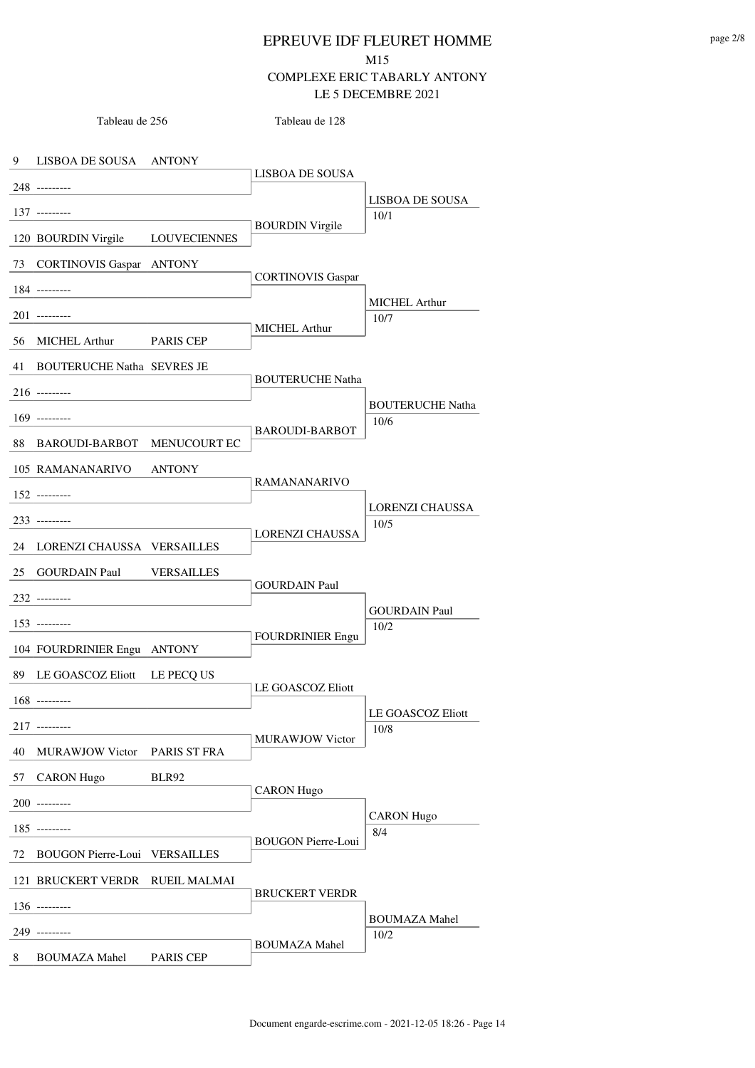# EPREUVE IDF FLEURET HOMME

M15

COMPLEXE ERIC TABARLY ANTONY

LE 5 DECEMBRE 2021

| Tableau de 256 | | | Tableau de 128 | |
|---|---|---|---|---|
| 9 | LISBOA DE SOUSA | ANTONY | LISBOA DE SOUSA | LISBOA DE SOUSA 10/1 |
| 248 | --------- | | | |
| 137 | --------- | | BOURDIN Virgile | |
| 120 | BOURDIN Virgile | LOUVECIENNES | | |
| 73 | CORTINOVIS Gaspar | ANTONY | CORTINOVIS Gaspar | MICHEL Arthur 10/7 |
| 184 | --------- | | | |
| 201 | --------- | | MICHEL Arthur | |
| 56 | MICHEL Arthur | PARIS CEP | | |
| 41 | BOUTERUCHE Natha | SEVRES JE | BOUTERUCHE Natha | BOUTERUCHE Natha 10/6 |
| 216 | --------- | | | |
| 169 | --------- | | BAROUDI-BARBOT | |
| 88 | BAROUDI-BARBOT | MENUCOURT EC | | |
| 105 | RAMANANARIVO | ANTONY | RAMANANARIVO | LORENZI CHAUSSA 10/5 |
| 152 | --------- | | | |
| 233 | --------- | | LORENZI CHAUSSA | |
| 24 | LORENZI CHAUSSA | VERSAILLES | | |
| 25 | GOURDAIN Paul | VERSAILLES | GOURDAIN Paul | GOURDAIN Paul 10/2 |
| 232 | --------- | | | |
| 153 | --------- | | FOURDRINIER Engu | |
| 104 | FOURDRINIER Engu | ANTONY | | |
| 89 | LE GOASCOZ Eliott | LE PECQ US | LE GOASCOZ Eliott | LE GOASCOZ Eliott 10/8 |
| 168 | --------- | | | |
| 217 | --------- | | MURAWJOW Victor | |
| 40 | MURAWJOW Victor | PARIS ST FRA | | |
| 57 | CARON Hugo | BLR92 | CARON Hugo | CARON Hugo 8/4 |
| 200 | --------- | | | |
| 185 | --------- | | BOUGON Pierre-Loui | |
| 72 | BOUGON Pierre-Loui | VERSAILLES | | |
| 121 | BRUCKERT VERDR | RUEIL MALMAI | BRUCKERT VERDR | BOUMAZA Mahel 10/2 |
| 136 | --------- | | | |
| 249 | --------- | | BOUMAZA Mahel | |
| 8 | BOUMAZA Mahel | PARIS CEP | | |

Document engarde-escrime.com - 2021-12-05 18:26 - Page 14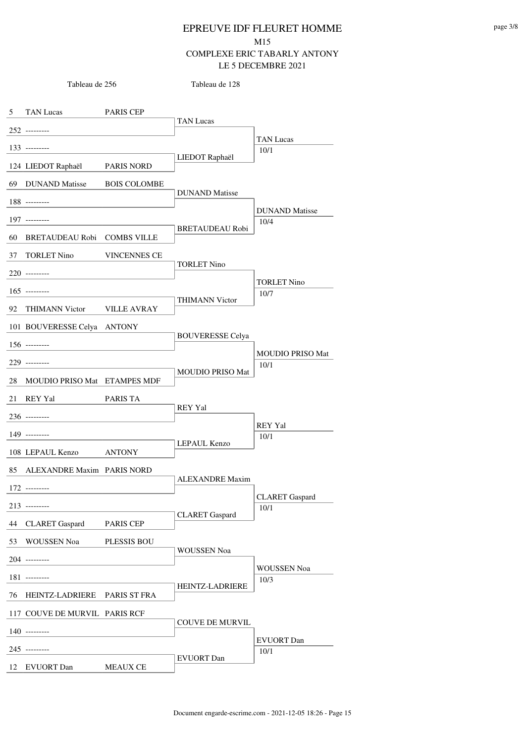# EPREUVE IDF FLEURET HOMME

M15

COMPLEXE ERIC TABARLY ANTONY

LE 5 DECEMBRE 2021

| Tableau de 256 | | Tableau de 128 | |
|---|---|---|---|
| 5 TAN Lucas | PARIS CEP | TAN Lucas | TAN Lucas 10/1 |
| 252 --------- | | | |
| 133 --------- | | LIEDOT Raphaël | |
| 124 LIEDOT Raphaël | PARIS NORD | | |
| 69 DUNAND Matisse | BOIS COLOMBE | DUNAND Matisse | DUNAND Matisse 10/4 |
| 188 --------- | | | |
| 197 --------- | | BRETAUDEAU Robi | |
| 60 BRETAUDEAU Robi | COMBS VILLE | | |
| 37 TORLET Nino | VINCENNES CE | TORLET Nino | TORLET Nino 10/7 |
| 220 --------- | | | |
| 165 --------- | | THIMANN Victor | |
| 92 THIMANN Victor | VILLE AVRAY | | |
| 101 BOUVERESSE Celya | ANTONY | BOUVERESSE Celya | MOUDIO PRISO Mat 10/1 |
| 156 --------- | | | |
| 229 --------- | | MOUDIO PRISO Mat | |
| 28 MOUDIO PRISO Mat | ETAMPES MDF | | |
| 21 REY Yal | PARIS TA | REY Yal | REY Yal 10/1 |
| 236 --------- | | | |
| 149 --------- | | LEPAUL Kenzo | |
| 108 LEPAUL Kenzo | ANTONY | | |
| 85 ALEXANDRE Maxim | PARIS NORD | ALEXANDRE Maxim | CLARET Gaspard 10/1 |
| 172 --------- | | | |
| 213 --------- | | CLARET Gaspard | |
| 44 CLARET Gaspard | PARIS CEP | | |
| 53 WOUSSEN Noa | PLESSIS BOU | WOUSSEN Noa | WOUSSEN Noa 10/3 |
| 204 --------- | | | |
| 181 --------- | | HEINTZ-LADRIERE | |
| 76 HEINTZ-LADRIERE | PARIS ST FRA | | |
| 117 COUVE DE MURVIL | PARIS RCF | COUVE DE MURVIL | EVUORT Dan 10/1 |
| 140 --------- | | | |
| 245 --------- | | EVUORT Dan | |
| 12 EVUORT Dan | MEAUX CE | | |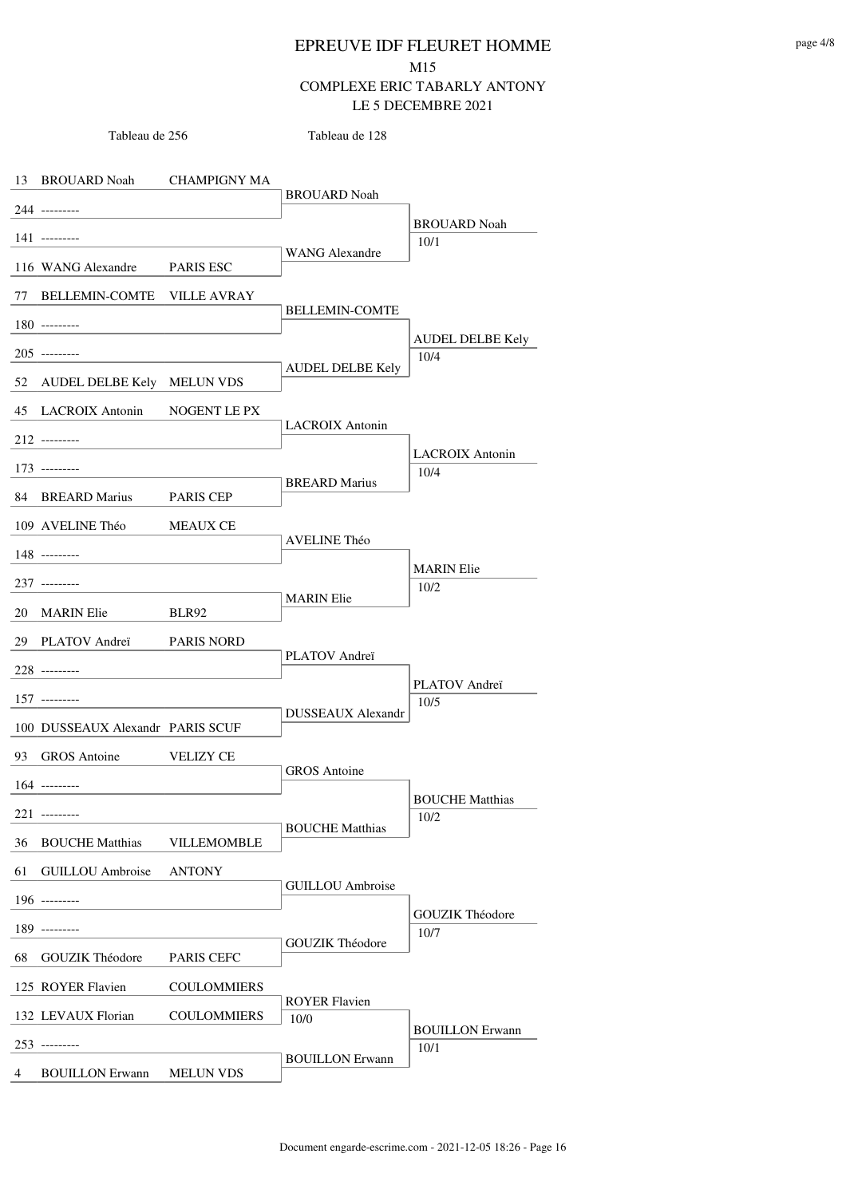# EPREUVE IDF FLEURET HOMME

M15

COMPLEXE ERIC TABARLY ANTONY

LE 5 DECEMBRE 2021

| Tableau de 256 | | Tableau de 128 | |
|---|---|---|---|
| 13 BROUARD Noah | CHAMPIGNY MA | BROUARD Noah | BROUARD Noah 10/1 |
| 244 --------- | | | |
| 141 --------- | | WANG Alexandre | |
| 116 WANG Alexandre | PARIS ESC | | |
| 77 BELLEMIN-COMTE | VILLE AVRAY | BELLEMIN-COMTE | AUDEL DELBE Kely 10/4 |
| 180 --------- | | | |
| 205 --------- | | AUDEL DELBE Kely | |
| 52 AUDEL DELBE Kely | MELUN VDS | | |
| 45 LACROIX Antonin | NOGENT LE PX | LACROIX Antonin | LACROIX Antonin 10/4 |
| 212 --------- | | | |
| 173 --------- | | BREARD Marius | |
| 84 BREARD Marius | PARIS CEP | | |
| 109 AVELINE Théo | MEAUX CE | AVELINE Théo | MARIN Elie 10/2 |
| 148 --------- | | | |
| 237 --------- | | MARIN Elie | |
| 20 MARIN Elie | BLR92 | | |
| 29 PLATOV Andreï | PARIS NORD | PLATOV Andreï | PLATOV Andreï 10/5 |
| 228 --------- | | | |
| 157 --------- | | DUSSEAUX Alexandr | |
| 100 DUSSEAUX Alexandr | PARIS SCUF | | |
| 93 GROS Antoine | VELIZY CE | GROS Antoine | BOUCHE Matthias 10/2 |
| 164 --------- | | | |
| 221 --------- | | BOUCHE Matthias | |
| 36 BOUCHE Matthias | VILLEMOMBLE | | |
| 61 GUILLOU Ambroise | ANTONY | GUILLOU Ambroise | GOUZIK Théodore 10/7 |
| 196 --------- | | | |
| 189 --------- | | GOUZIK Théodore | |
| 68 GOUZIK Théodore | PARIS CEFC | | |
| 125 ROYER Flavien | COULOMMIERS | ROYER Flavien 10/0 | BOUILLON Erwann 10/1 |
| 132 LEVAUX Florian | COULOMMIERS | | |
| 253 --------- | | BOUILLON Erwann | |
| 4 BOUILLON Erwann | MELUN VDS | | |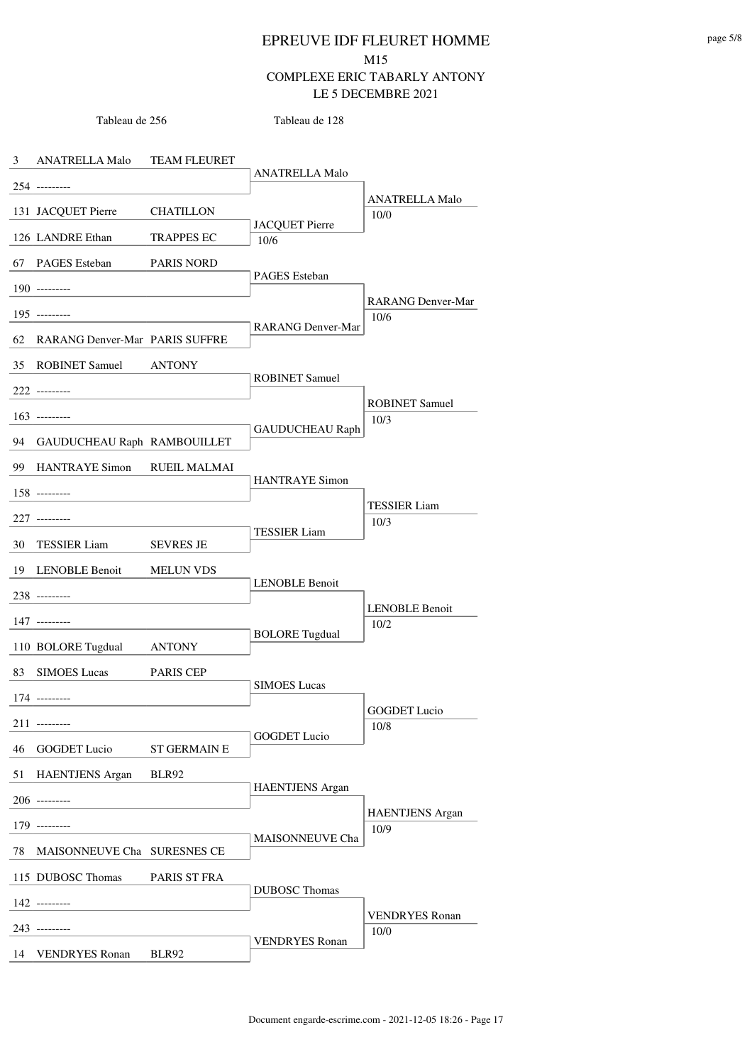# EPREUVE IDF FLEURET HOMME

M15

COMPLEXE ERIC TABARLY ANTONY

LE 5 DECEMBRE 2021

| Tableau de 256 | | Tableau de 128 | |
|---|---|---|---|
| 3 ANATRELLA Malo | TEAM FLEURET | ANATRELLA Malo | ANATRELLA Malo 10/0 |
| 254 --------- | | | |
| 131 JACQUET Pierre | CHATILLON | JACQUET Pierre 10/6 | |
| 126 LANDRE Ethan | TRAPPES EC | | |
| 67 PAGES Esteban | PARIS NORD | PAGES Esteban | RARANG Denver-Mar 10/6 |
| 190 --------- | | | |
| 195 --------- | | RARANG Denver-Mar | |
| 62 RARANG Denver-Mar | PARIS SUFFRE | | |
| 35 ROBINET Samuel | ANTONY | ROBINET Samuel | ROBINET Samuel 10/3 |
| 222 --------- | | | |
| 163 --------- | | GAUDUCHEAU Raph | |
| 94 GAUDUCHEAU Raph | RAMBOUILLET | | |
| 99 HANTRAYE Simon | RUEIL MALMAI | HANTRAYE Simon | TESSIER Liam 10/3 |
| 158 --------- | | | |
| 227 --------- | | TESSIER Liam | |
| 30 TESSIER Liam | SEVRES JE | | |
| 19 LENOBLE Benoit | MELUN VDS | LENOBLE Benoit | LENOBLE Benoit 10/2 |
| 238 --------- | | | |
| 147 --------- | | BOLORE Tugdual | |
| 110 BOLORE Tugdual | ANTONY | | |
| 83 SIMOES Lucas | PARIS CEP | SIMOES Lucas | GOGDET Lucio 10/8 |
| 174 --------- | | | |
| 211 --------- | | GOGDET Lucio | |
| 46 GOGDET Lucio | ST GERMAIN E | | |
| 51 HAENTJENS Argan | BLR92 | HAENTJENS Argan | HAENTJENS Argan 10/9 |
| 206 --------- | | | |
| 179 --------- | | MAISONNEUVE Cha | |
| 78 MAISONNEUVE Cha | SURESNES CE | | |
| 115 DUBOSC Thomas | PARIS ST FRA | DUBOSC Thomas | VENDRYES Ronan 10/0 |
| 142 --------- | | | |
| 243 --------- | | VENDRYES Ronan | |
| 14 VENDRYES Ronan | BLR92 | | |

Document engarde-escrime.com - 2021-12-05 18:26 - Page 17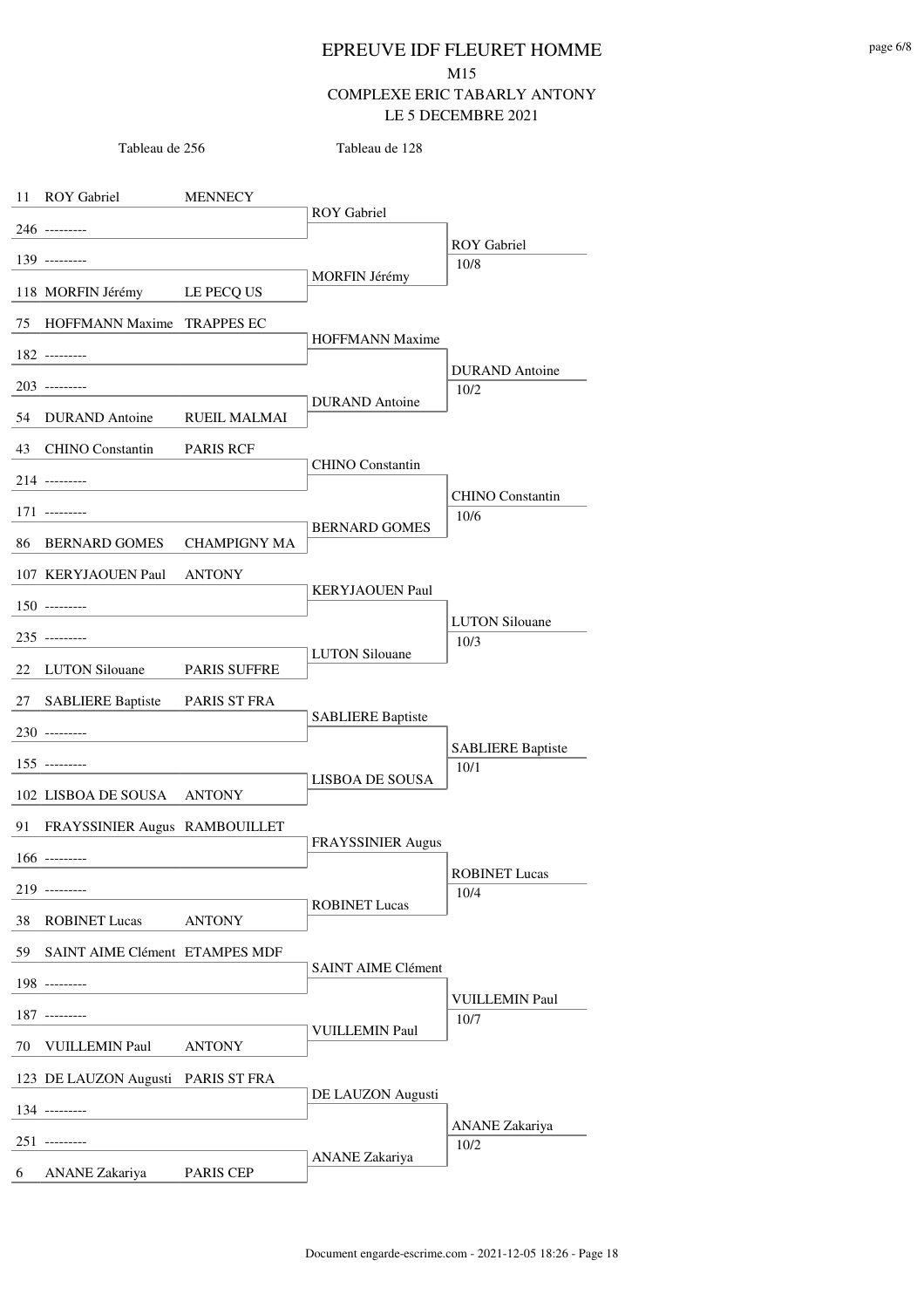# EPREUVE IDF FLEURET HOMME

M15

COMPLEXE ERIC TABARLY ANTONY

LE 5 DECEMBRE 2021

| Tableau de 256 | | | Tableau de 128 | |
|---|---|---|---|---|
| 11 | ROY Gabriel | MENNECY | ROY Gabriel | ROY Gabriel 10/8 |
| 246 | --------- | | | |
| 139 | --------- | | MORFIN Jérémy | |
| 118 | MORFIN Jérémy | LE PECQ US | | |
| 75 | HOFFMANN Maxime | TRAPPES EC | HOFFMANN Maxime | DURAND Antoine 10/2 |
| 182 | --------- | | | |
| 203 | --------- | | DURAND Antoine | |
| 54 | DURAND Antoine | RUEIL MALMAI | | |
| 43 | CHINO Constantin | PARIS RCF | CHINO Constantin | CHINO Constantin 10/6 |
| 214 | --------- | | | |
| 171 | --------- | | BERNARD GOMES | |
| 86 | BERNARD GOMES | CHAMPIGNY MA | | |
| 107 | KERYJAOUEN Paul | ANTONY | KERYJAOUEN Paul | LUTON Silouane 10/3 |
| 150 | --------- | | | |
| 235 | --------- | | LUTON Silouane | |
| 22 | LUTON Silouane | PARIS SUFFRE | | |
| 27 | SABLIERE Baptiste | PARIS ST FRA | SABLIERE Baptiste | SABLIERE Baptiste 10/1 |
| 230 | --------- | | | |
| 155 | --------- | | LISBOA DE SOUSA | |
| 102 | LISBOA DE SOUSA | ANTONY | | |
| 91 | FRAYSSINIER Augus | RAMBOUILLET | FRAYSSINIER Augus | ROBINET Lucas 10/4 |
| 166 | --------- | | | |
| 219 | --------- | | ROBINET Lucas | |
| 38 | ROBINET Lucas | ANTONY | | |
| 59 | SAINT AIME Clément | ETAMPES MDF | SAINT AIME Clément | VUILLEMIN Paul 10/7 |
| 198 | --------- | | | |
| 187 | --------- | | VUILLEMIN Paul | |
| 70 | VUILLEMIN Paul | ANTONY | | |
| 123 | DE LAUZON Augusti | PARIS ST FRA | DE LAUZON Augusti | ANANE Zakariya 10/2 |
| 134 | --------- | | | |
| 251 | --------- | | ANANE Zakariya | |
| 6 | ANANE Zakariya | PARIS CEP | | |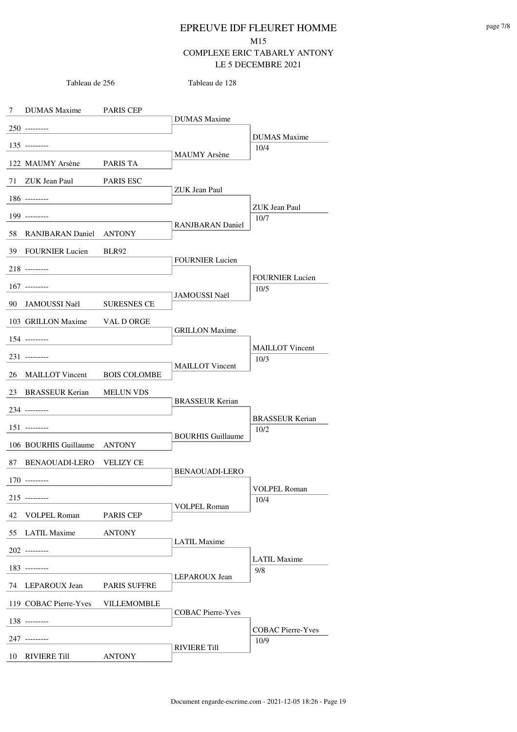# EPREUVE IDF FLEURET HOMME

M15

COMPLEXE ERIC TABARLY ANTONY

LE 5 DECEMBRE 2021

| Tableau de 256 | | | Tableau de 128 | |
|---|---|---|---|---|
| 7 | DUMAS Maxime | PARIS CEP | DUMAS Maxime | DUMAS Maxime 10/4 |
| 250 | --------- | | | |
| 135 | --------- | | MAUMY Arsène | |
| 122 | MAUMY Arsène | PARIS TA | | |
| 71 | ZUK Jean Paul | PARIS ESC | ZUK Jean Paul | ZUK Jean Paul 10/7 |
| 186 | --------- | | | |
| 199 | --------- | | RANJBARAN Daniel | |
| 58 | RANJBARAN Daniel | ANTONY | | |
| 39 | FOURNIER Lucien | BLR92 | FOURNIER Lucien | FOURNIER Lucien 10/5 |
| 218 | --------- | | | |
| 167 | --------- | | JAMOUSSI Naël | |
| 90 | JAMOUSSI Naël | SURESNES CE | | |
| 103 | GRILLON Maxime | VAL D ORGE | GRILLON Maxime | MAILLOT Vincent 10/3 |
| 154 | --------- | | | |
| 231 | --------- | | MAILLOT Vincent | |
| 26 | MAILLOT Vincent | BOIS COLOMBE | | |
| 23 | BRASSEUR Kerian | MELUN VDS | BRASSEUR Kerian | BRASSEUR Kerian 10/2 |
| 234 | --------- | | | |
| 151 | --------- | | BOURHIS Guillaume | |
| 106 | BOURHIS Guillaume | ANTONY | | |
| 87 | BENAOUADI-LERO | VELIZY CE | BENAOUADI-LERO | VOLPEL Roman 10/4 |
| 170 | --------- | | | |
| 215 | --------- | | VOLPEL Roman | |
| 42 | VOLPEL Roman | PARIS CEP | | |
| 55 | LATIL Maxime | ANTONY | LATIL Maxime | LATIL Maxime 9/8 |
| 202 | --------- | | | |
| 183 | --------- | | LEPAROUX Jean | |
| 74 | LEPAROUX Jean | PARIS SUFFRE | | |
| 119 | COBAC Pierre-Yves | VILLEMOMBLE | COBAC Pierre-Yves | COBAC Pierre-Yves 10/9 |
| 138 | --------- | | | |
| 247 | --------- | | RIVIERE Till | |
| 10 | RIVIERE Till | ANTONY | | |

Document engarde-escrime.com - 2021-12-05 18:26 - Page 19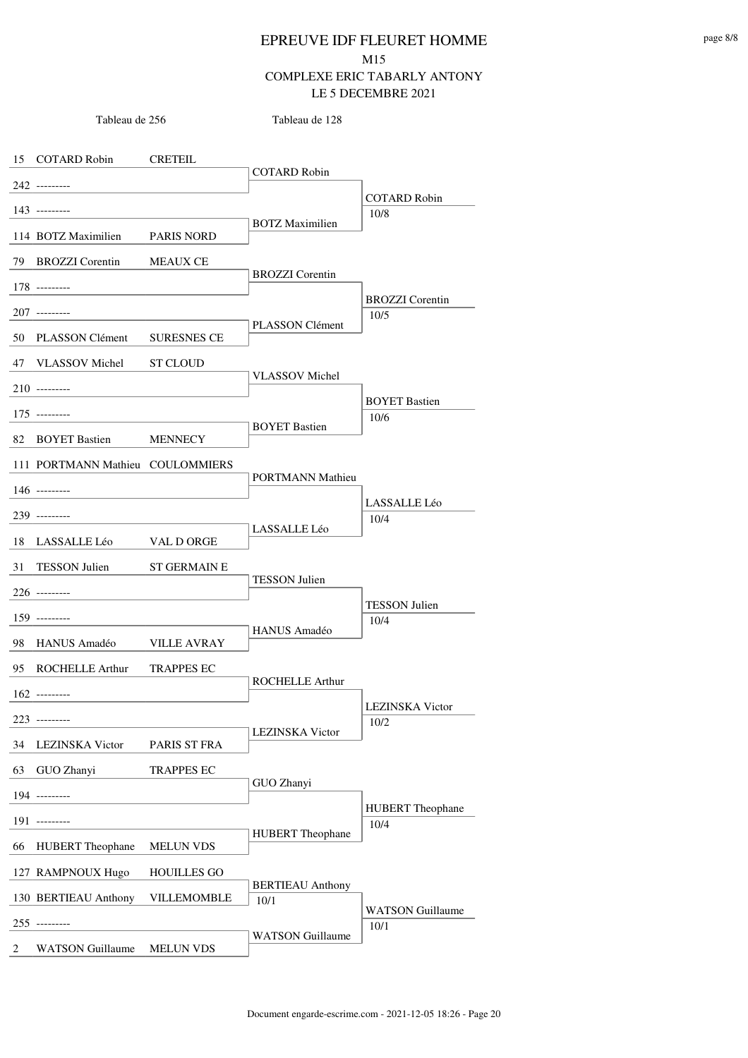# EPREUVE IDF FLEURET HOMME

M15

COMPLEXE ERIC TABARLY ANTONY

LE 5 DECEMBRE 2021

| Tableau de 256 | | | Tableau de 128 | |
|---|---|---|---|---|
| 15 | COTARD Robin | CRETEIL | COTARD Robin | COTARD Robin 10/8 |
| 242 | --------- | | | |
| 143 | --------- | | BOTZ Maximilien | |
| 114 | BOTZ Maximilien | PARIS NORD | | |
| 79 | BROZZI Corentin | MEAUX CE | BROZZI Corentin | BROZZI Corentin 10/5 |
| 178 | --------- | | | |
| 207 | --------- | | PLASSON Clément | |
| 50 | PLASSON Clément | SURESNES CE | | |
| 47 | VLASSOV Michel | ST CLOUD | VLASSOV Michel | BOYET Bastien 10/6 |
| 210 | --------- | | | |
| 175 | --------- | | BOYET Bastien | |
| 82 | BOYET Bastien | MENNECY | | |
| 111 | PORTMANN Mathieu | COULOMMIERS | PORTMANN Mathieu | LASSALLE Léo 10/4 |
| 146 | --------- | | | |
| 239 | --------- | | LASSALLE Léo | |
| 18 | LASSALLE Léo | VAL D ORGE | | |
| 31 | TESSON Julien | ST GERMAIN E | TESSON Julien | TESSON Julien 10/4 |
| 226 | --------- | | | |
| 159 | --------- | | HANUS Amadéo | |
| 98 | HANUS Amadéo | VILLE AVRAY | | |
| 95 | ROCHELLE Arthur | TRAPPES EC | ROCHELLE Arthur | LEZINSKA Victor 10/2 |
| 162 | --------- | | | |
| 223 | --------- | | LEZINSKA Victor | |
| 34 | LEZINSKA Victor | PARIS ST FRA | | |
| 63 | GUO Zhanyi | TRAPPES EC | GUO Zhanyi | HUBERT Theophane 10/4 |
| 194 | --------- | | | |
| 191 | --------- | | HUBERT Theophane | |
| 66 | HUBERT Theophane | MELUN VDS | | |
| 127 | RAMPNOUX Hugo | HOUILLES GO | BERTIEAU Anthony 10/1 | WATSON Guillaume 10/1 |
| 130 | BERTIEAU Anthony | VILLEMOMBLE | | |
| 255 | --------- | | WATSON Guillaume | |
| 2 | WATSON Guillaume | MELUN VDS | | |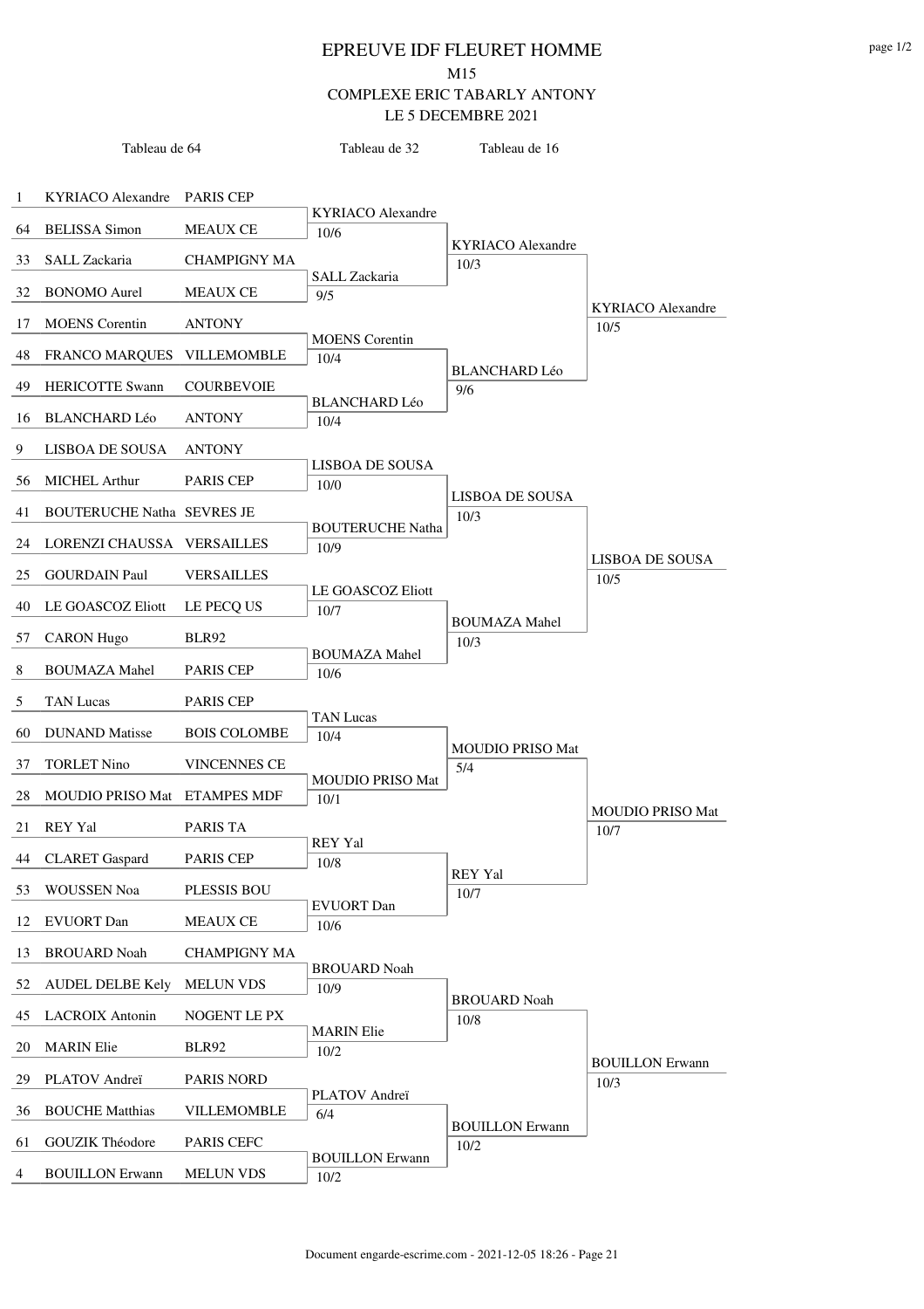# EPREUVE IDF FLEURET HOMME

M15

COMPLEXE ERIC TABARLY ANTONY

LE 5 DECEMBRE 2021

| Seed | Tableau de 64 | Club | Tableau de 32 | Tableau de 16 | |
|---|---|---|---|---|---|
| 1 | KYRIACO Alexandre | PARIS CEP | KYRIACO Alexandre 10/6 | KYRIACO Alexandre 10/3 | KYRIACO Alexandre 10/5 |
| 64 | BELISSA Simon | MEAUX CE | | | |
| 33 | SALL Zackaria | CHAMPIGNY MA | SALL Zackaria 9/5 | | |
| 32 | BONOMO Aurel | MEAUX CE | | | |
| 17 | MOENS Corentin | ANTONY | MOENS Corentin 10/4 | BLANCHARD Léo 9/6 | |
| 48 | FRANCO MARQUES | VILLEMOMBLE | | | |
| 49 | HERICOTTE Swann | COURBEVOIE | BLANCHARD Léo 10/4 | | |
| 16 | BLANCHARD Léo | ANTONY | | | |
| 9 | LISBOA DE SOUSA | ANTONY | LISBOA DE SOUSA 10/0 | LISBOA DE SOUSA 10/3 | LISBOA DE SOUSA 10/5 |
| 56 | MICHEL Arthur | PARIS CEP | | | |
| 41 | BOUTERUCHE Natha | SEVRES JE | BOUTERUCHE Natha 10/9 | | |
| 24 | LORENZI CHAUSSA | VERSAILLES | | | |
| 25 | GOURDAIN Paul | VERSAILLES | LE GOASCOZ Eliott 10/7 | BOUMAZA Mahel 10/3 | |
| 40 | LE GOASCOZ Eliott | LE PECQ US | | | |
| 57 | CARON Hugo | BLR92 | BOUMAZA Mahel 10/6 | | |
| 8 | BOUMAZA Mahel | PARIS CEP | | | |
| 5 | TAN Lucas | PARIS CEP | TAN Lucas 10/4 | MOUDIO PRISO Mat 5/4 | MOUDIO PRISO Mat 10/7 |
| 60 | DUNAND Matisse | BOIS COLOMBE | | | |
| 37 | TORLET Nino | VINCENNES CE | MOUDIO PRISO Mat 10/1 | | |
| 28 | MOUDIO PRISO Mat | ETAMPES MDF | | | |
| 21 | REY Yal | PARIS TA | REY Yal 10/8 | REY Yal 10/7 | |
| 44 | CLARET Gaspard | PARIS CEP | | | |
| 53 | WOUSSEN Noa | PLESSIS BOU | EVUORT Dan 10/6 | | |
| 12 | EVUORT Dan | MEAUX CE | | | |
| 13 | BROUARD Noah | CHAMPIGNY MA | BROUARD Noah 10/9 | BROUARD Noah 10/8 | BOUILLON Erwann 10/3 |
| 52 | AUDEL DELBE Kely | MELUN VDS | | | |
| 45 | LACROIX Antonin | NOGENT LE PX | MARIN Elie 10/2 | | |
| 20 | MARIN Elie | BLR92 | | | |
| 29 | PLATOV Andreï | PARIS NORD | PLATOV Andreï 6/4 | BOUILLON Erwann 10/2 | |
| 36 | BOUCHE Matthias | VILLEMOMBLE | | | |
| 61 | GOUZIK Théodore | PARIS CEFC | BOUILLON Erwann 10/2 | | |
| 4 | BOUILLON Erwann | MELUN VDS | | | |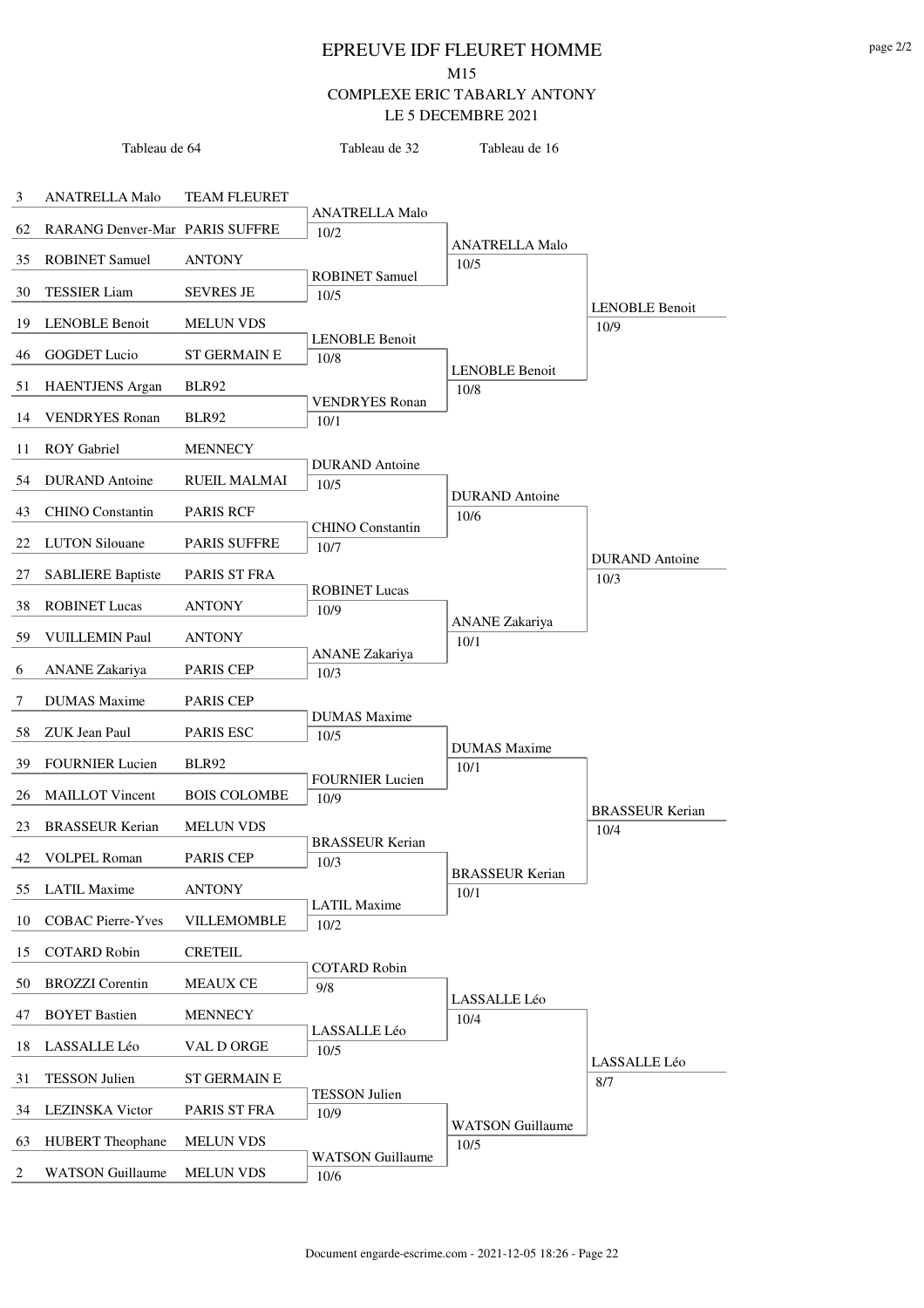# EPREUVE IDF FLEURET HOMME

M15

COMPLEXE ERIC TABARLY ANTONY

LE 5 DECEMBRE 2021

| Tableau de 64 | | | Tableau de 32 | Tableau de 16 | |
|---|---|---|---|---|---|
| 3 | ANATRELLA Malo | TEAM FLEURET | ANATRELLA Malo 10/2 | ANATRELLA Malo 10/5 | LENOBLE Benoit 10/9 |
| 62 | RARANG Denver-Mar | PARIS SUFFRE | | | |
| 35 | ROBINET Samuel | ANTONY | ROBINET Samuel 10/5 | | |
| 30 | TESSIER Liam | SEVRES JE | | | |
| 19 | LENOBLE Benoit | MELUN VDS | LENOBLE Benoit 10/8 | LENOBLE Benoit 10/8 | |
| 46 | GOGDET Lucio | ST GERMAIN E | | | |
| 51 | HAENTJENS Argan | BLR92 | VENDRYES Ronan 10/1 | | |
| 14 | VENDRYES Ronan | BLR92 | | | |
| 11 | ROY Gabriel | MENNECY | DURAND Antoine 10/5 | DURAND Antoine 10/6 | DURAND Antoine 10/3 |
| 54 | DURAND Antoine | RUEIL MALMAI | | | |
| 43 | CHINO Constantin | PARIS RCF | CHINO Constantin 10/7 | | |
| 22 | LUTON Silouane | PARIS SUFFRE | | | |
| 27 | SABLIERE Baptiste | PARIS ST FRA | ROBINET Lucas 10/9 | ANANE Zakariya 10/1 | |
| 38 | ROBINET Lucas | ANTONY | | | |
| 59 | VUILLEMIN Paul | ANTONY | ANANE Zakariya 10/3 | | |
| 6 | ANANE Zakariya | PARIS CEP | | | |
| 7 | DUMAS Maxime | PARIS CEP | DUMAS Maxime 10/5 | DUMAS Maxime 10/1 | BRASSEUR Kerian 10/4 |
| 58 | ZUK Jean Paul | PARIS ESC | | | |
| 39 | FOURNIER Lucien | BLR92 | FOURNIER Lucien 10/9 | | |
| 26 | MAILLOT Vincent | BOIS COLOMBE | | | |
| 23 | BRASSEUR Kerian | MELUN VDS | BRASSEUR Kerian 10/3 | BRASSEUR Kerian 10/1 | |
| 42 | VOLPEL Roman | PARIS CEP | | | |
| 55 | LATIL Maxime | ANTONY | LATIL Maxime 10/2 | | |
| 10 | COBAC Pierre-Yves | VILLEMOMBLE | | | |
| 15 | COTARD Robin | CRETEIL | COTARD Robin 9/8 | LASSALLE Léo 10/4 | LASSALLE Léo 8/7 |
| 50 | BROZZI Corentin | MEAUX CE | | | |
| 47 | BOYET Bastien | MENNECY | LASSALLE Léo 10/5 | | |
| 18 | LASSALLE Léo | VAL D ORGE | | | |
| 31 | TESSON Julien | ST GERMAIN E | TESSON Julien 10/9 | WATSON Guillaume 10/5 | |
| 34 | LEZINSKA Victor | PARIS ST FRA | | | |
| 63 | HUBERT Theophane | MELUN VDS | WATSON Guillaume 10/6 | | |
| 2 | WATSON Guillaume | MELUN VDS | | | |

Document engarde-escrime.com - 2021-12-05 18:26 - Page 22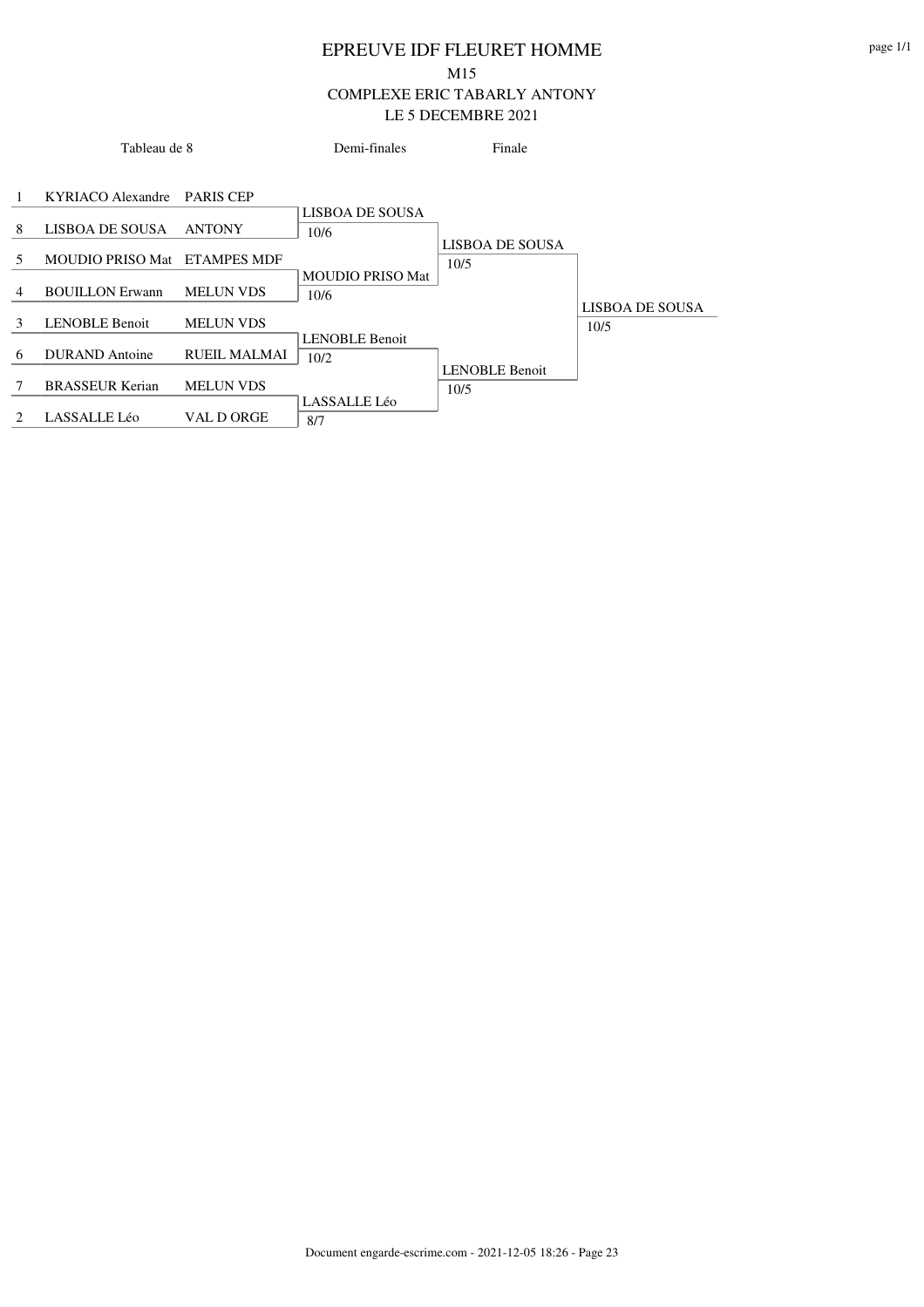# EPREUVE IDF FLEURET HOMME

M15

COMPLEXE ERIC TABARLY ANTONY

LE 5 DECEMBRE 2021

| Tableau de 8 | | | Demi-finales | Finale | |
|---|---|---|---|---|---|
| 1 | KYRIACO Alexandre | PARIS CEP | LISBOA DE SOUSA 10/6 | LISBOA DE SOUSA 10/5 | LISBOA DE SOUSA 10/5 |
| 8 | LISBOA DE SOUSA | ANTONY | | | |
| 5 | MOUDIO PRISO Mat | ETAMPES MDF | MOUDIO PRISO Mat 10/6 | | |
| 4 | BOUILLON Erwann | MELUN VDS | | | |
| 3 | LENOBLE Benoit | MELUN VDS | LENOBLE Benoit 10/2 | LENOBLE Benoit 10/5 | |
| 6 | DURAND Antoine | RUEIL MALMAI | | | |
| 7 | BRASSEUR Kerian | MELUN VDS | LASSALLE Léo 8/7 | | |
| 2 | LASSALLE Léo | VAL D ORGE | | | |

Document engarde-escrime.com - 2021-12-05 18:26 - Page 23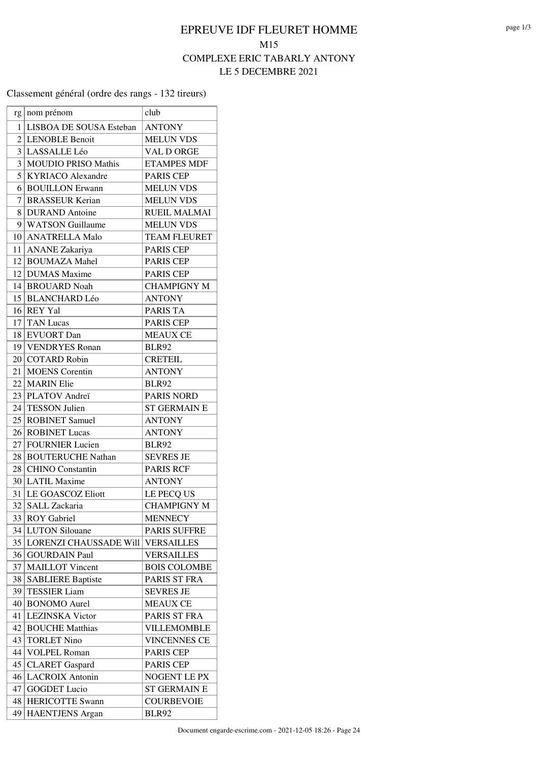# EPREUVE IDF FLEURET HOMME

M15

COMPLEXE ERIC TABARLY ANTONY

LE 5 DECEMBRE 2021

Classement général (ordre des rangs - 132 tireurs)

| rg | nom prénom | club |
|---|---|---|
| 1 | LISBOA DE SOUSA Esteban | ANTONY |
| 2 | LENOBLE Benoit | MELUN VDS |
| 3 | LASSALLE Léo | VAL D ORGE |
| 3 | MOUDIO PRISO Mathis | ETAMPES MDF |
| 5 | KYRIACO Alexandre | PARIS CEP |
| 6 | BOUILLON Erwann | MELUN VDS |
| 7 | BRASSEUR Kerian | MELUN VDS |
| 8 | DURAND Antoine | RUEIL MALMAI |
| 9 | WATSON Guillaume | MELUN VDS |
| 10 | ANATRELLA Malo | TEAM FLEURET |
| 11 | ANANE Zakariya | PARIS CEP |
| 12 | BOUMAZA Mahel | PARIS CEP |
| 12 | DUMAS Maxime | PARIS CEP |
| 14 | BROUARD Noah | CHAMPIGNY M |
| 15 | BLANCHARD Léo | ANTONY |
| 16 | REY Yal | PARIS TA |
| 17 | TAN Lucas | PARIS CEP |
| 18 | EVUORT Dan | MEAUX CE |
| 19 | VENDRYES Ronan | BLR92 |
| 20 | COTARD Robin | CRETEIL |
| 21 | MOENS Corentin | ANTONY |
| 22 | MARIN Elie | BLR92 |
| 23 | PLATOV Andreï | PARIS NORD |
| 24 | TESSON Julien | ST GERMAIN E |
| 25 | ROBINET Samuel | ANTONY |
| 26 | ROBINET Lucas | ANTONY |
| 27 | FOURNIER Lucien | BLR92 |
| 28 | BOUTERUCHE Nathan | SEVRES JE |
| 28 | CHINO Constantin | PARIS RCF |
| 30 | LATIL Maxime | ANTONY |
| 31 | LE GOASCOZ Eliott | LE PECQ US |
| 32 | SALL Zackaria | CHAMPIGNY M |
| 33 | ROY Gabriel | MENNECY |
| 34 | LUTON Silouane | PARIS SUFFRE |
| 35 | LORENZI CHAUSSADE Will | VERSAILLES |
| 36 | GOURDAIN Paul | VERSAILLES |
| 37 | MAILLOT Vincent | BOIS COLOMBE |
| 38 | SABLIERE Baptiste | PARIS ST FRA |
| 39 | TESSIER Liam | SEVRES JE |
| 40 | BONOMO Aurel | MEAUX CE |
| 41 | LEZINSKA Victor | PARIS ST FRA |
| 42 | BOUCHE Matthias | VILLEMOMBLE |
| 43 | TORLET Nino | VINCENNES CE |
| 44 | VOLPEL Roman | PARIS CEP |
| 45 | CLARET Gaspard | PARIS CEP |
| 46 | LACROIX Antonin | NOGENT LE PX |
| 47 | GOGDET Lucio | ST GERMAIN E |
| 48 | HERICOTTE Swann | COURBEVOIE |
| 49 | HAENTJENS Argan | BLR92 |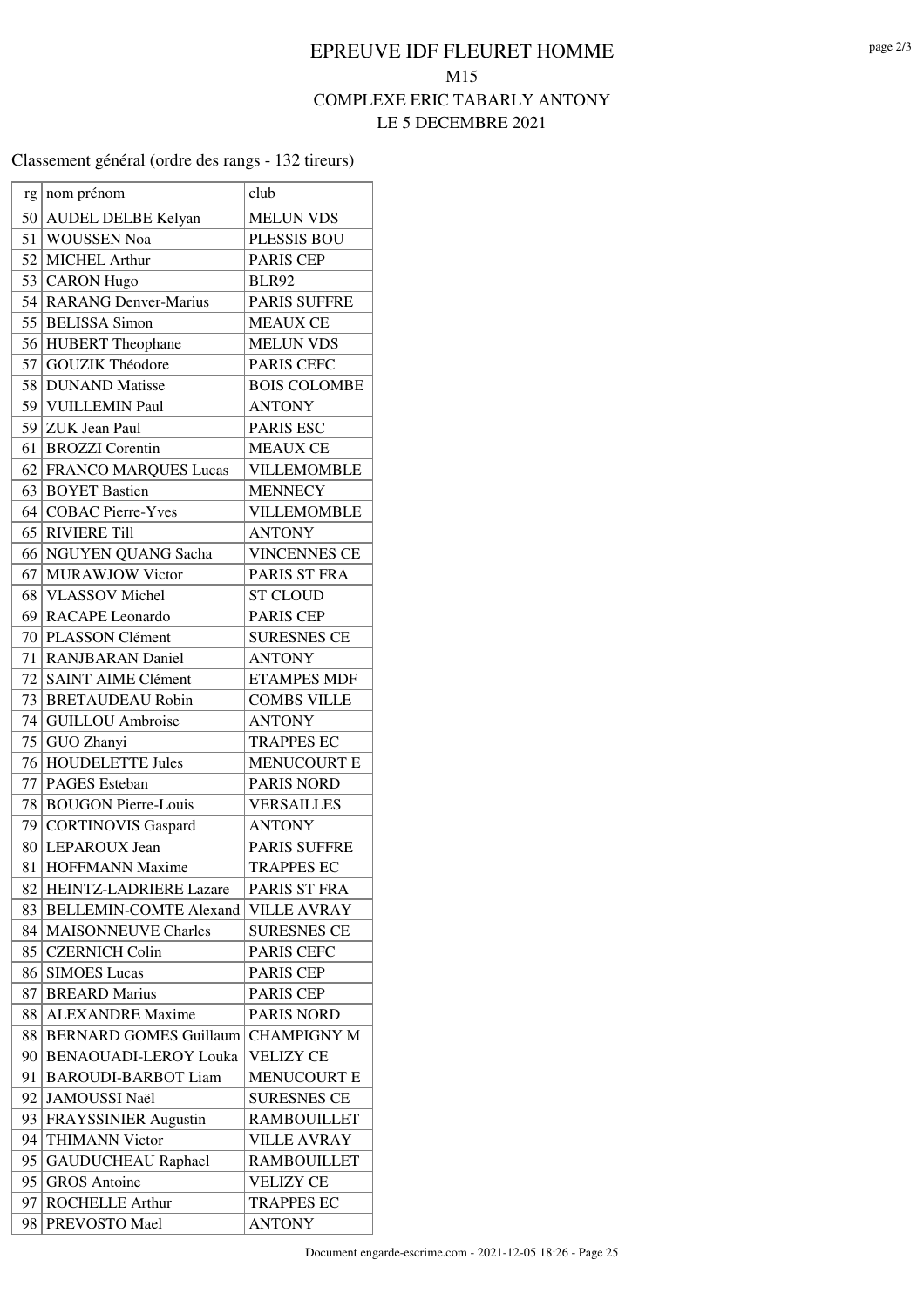# EPREUVE IDF FLEURET HOMME

## M15

## COMPLEXE ERIC TABARLY ANTONY

## LE 5 DECEMBRE 2021

Classement général (ordre des rangs - 132 tireurs)

| rg | nom prénom | club |
|---|---|---|
| 50 | AUDEL DELBE Kelyan | MELUN VDS |
| 51 | WOUSSEN Noa | PLESSIS BOU |
| 52 | MICHEL Arthur | PARIS CEP |
| 53 | CARON Hugo | BLR92 |
| 54 | RARANG Denver-Marius | PARIS SUFFRE |
| 55 | BELISSA Simon | MEAUX CE |
| 56 | HUBERT Theophane | MELUN VDS |
| 57 | GOUZIK Théodore | PARIS CEFC |
| 58 | DUNAND Matisse | BOIS COLOMBE |
| 59 | VUILLEMIN Paul | ANTONY |
| 59 | ZUK Jean Paul | PARIS ESC |
| 61 | BROZZI Corentin | MEAUX CE |
| 62 | FRANCO MARQUES Lucas | VILLEMOMBLE |
| 63 | BOYET Bastien | MENNECY |
| 64 | COBAC Pierre-Yves | VILLEMOMBLE |
| 65 | RIVIERE Till | ANTONY |
| 66 | NGUYEN QUANG Sacha | VINCENNES CE |
| 67 | MURAWJOW Victor | PARIS ST FRA |
| 68 | VLASSOV Michel | ST CLOUD |
| 69 | RACAPE Leonardo | PARIS CEP |
| 70 | PLASSON Clément | SURESNES CE |
| 71 | RANJBARAN Daniel | ANTONY |
| 72 | SAINT AIME Clément | ETAMPES MDF |
| 73 | BRETAUDEAU Robin | COMBS VILLE |
| 74 | GUILLOU Ambroise | ANTONY |
| 75 | GUO Zhanyi | TRAPPES EC |
| 76 | HOUDELETTE Jules | MENUCOURT E |
| 77 | PAGES Esteban | PARIS NORD |
| 78 | BOUGON Pierre-Louis | VERSAILLES |
| 79 | CORTINOVIS Gaspard | ANTONY |
| 80 | LEPAROUX Jean | PARIS SUFFRE |
| 81 | HOFFMANN Maxime | TRAPPES EC |
| 82 | HEINTZ-LADRIERE Lazare | PARIS ST FRA |
| 83 | BELLEMIN-COMTE Alexand | VILLE AVRAY |
| 84 | MAISONNEUVE Charles | SURESNES CE |
| 85 | CZERNICH Colin | PARIS CEFC |
| 86 | SIMOES Lucas | PARIS CEP |
| 87 | BREARD Marius | PARIS CEP |
| 88 | ALEXANDRE Maxime | PARIS NORD |
| 88 | BERNARD GOMES Guillaum | CHAMPIGNY M |
| 90 | BENAOUADI-LEROY Louka | VELIZY CE |
| 91 | BAROUDI-BARBOT Liam | MENUCOURT E |
| 92 | JAMOUSSI Naël | SURESNES CE |
| 93 | FRAYSSINIER Augustin | RAMBOUILLET |
| 94 | THIMANN Victor | VILLE AVRAY |
| 95 | GAUDUCHEAU Raphael | RAMBOUILLET |
| 95 | GROS Antoine | VELIZY CE |
| 97 | ROCHELLE Arthur | TRAPPES EC |
| 98 | PREVOSTO Mael | ANTONY |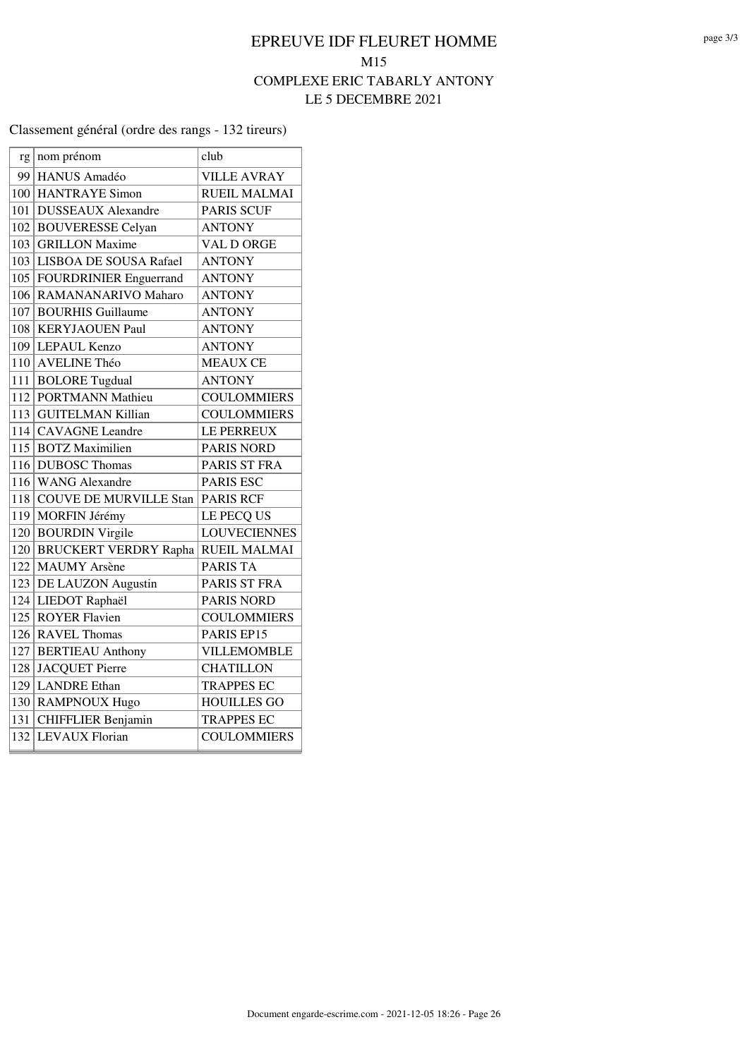# EPREUVE IDF FLEURET HOMME

M15

COMPLEXE ERIC TABARLY ANTONY

LE 5 DECEMBRE 2021

Classement général (ordre des rangs - 132 tireurs)

| rg | nom prénom | club |
|---|---|---|
| 99 | HANUS Amadéo | VILLE AVRAY |
| 100 | HANTRAYE Simon | RUEIL MALMAI |
| 101 | DUSSEAUX Alexandre | PARIS SCUF |
| 102 | BOUVERESSE Celyan | ANTONY |
| 103 | GRILLON Maxime | VAL D ORGE |
| 103 | LISBOA DE SOUSA Rafael | ANTONY |
| 105 | FOURDRINIER Enguerrand | ANTONY |
| 106 | RAMANANARIVO Maharo | ANTONY |
| 107 | BOURHIS Guillaume | ANTONY |
| 108 | KERYJAOUEN Paul | ANTONY |
| 109 | LEPAUL Kenzo | ANTONY |
| 110 | AVELINE Théo | MEAUX CE |
| 111 | BOLORE Tugdual | ANTONY |
| 112 | PORTMANN Mathieu | COULOMMIERS |
| 113 | GUITELMAN Killian | COULOMMIERS |
| 114 | CAVAGNE Leandre | LE PERREUX |
| 115 | BOTZ Maximilien | PARIS NORD |
| 116 | DUBOSC Thomas | PARIS ST FRA |
| 116 | WANG Alexandre | PARIS ESC |
| 118 | COUVE DE MURVILLE Stan | PARIS RCF |
| 119 | MORFIN Jérémy | LE PECQ US |
| 120 | BOURDIN Virgile | LOUVECIENNES |
| 120 | BRUCKERT VERDRY Rapha | RUEIL MALMAI |
| 122 | MAUMY Arsène | PARIS TA |
| 123 | DE LAUZON Augustin | PARIS ST FRA |
| 124 | LIEDOT Raphaël | PARIS NORD |
| 125 | ROYER Flavien | COULOMMIERS |
| 126 | RAVEL Thomas | PARIS EP15 |
| 127 | BERTIEAU Anthony | VILLEMOMBLE |
| 128 | JACQUET Pierre | CHATILLON |
| 129 | LANDRE Ethan | TRAPPES EC |
| 130 | RAMPNOUX Hugo | HOUILLES GO |
| 131 | CHIFFLIER Benjamin | TRAPPES EC |
| 132 | LEVAUX Florian | COULOMMIERS |